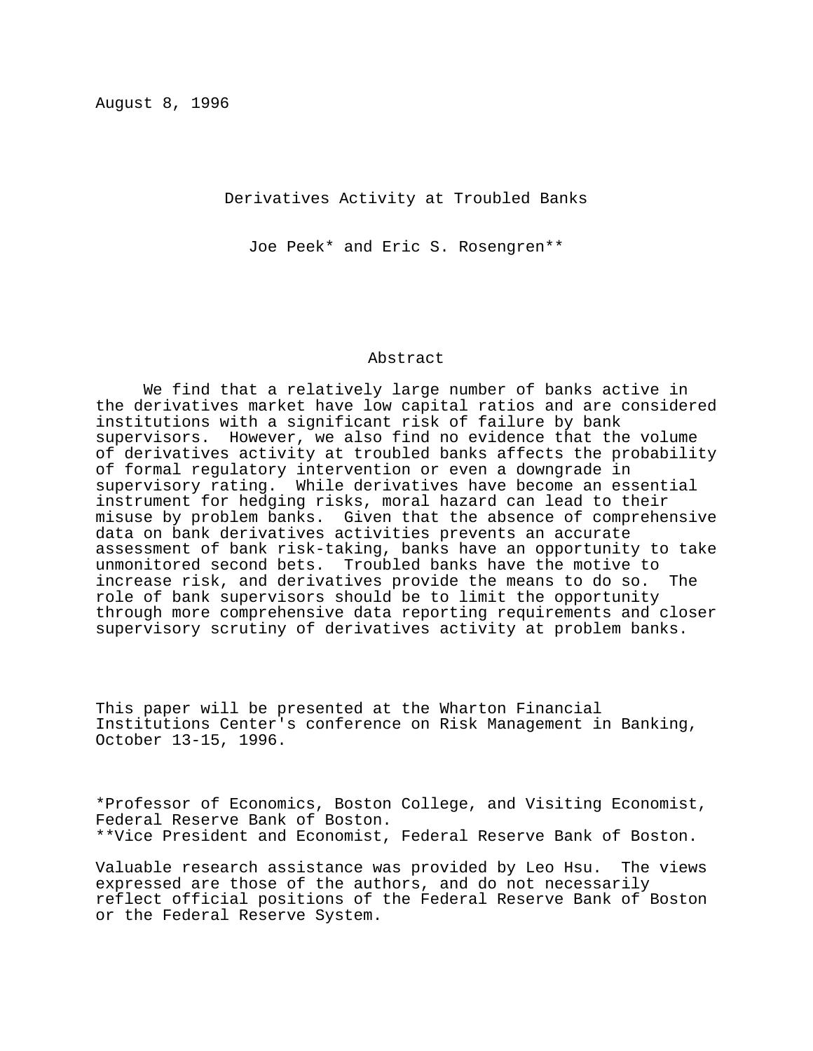August 8, 1996

# Derivatives Activity at Troubled Banks

Joe Peek* and Eric S. Rosengren**

## Abstract

We find that a relatively large number of banks active in the derivatives market have low capital ratios and are considered institutions with a significant risk of failure by bank supervisors. However, we also find no evidence that the volume of derivatives activity at troubled banks affects the probability of formal regulatory intervention or even a downgrade in supervisory rating. While derivatives have become an essential instrument for hedging risks, moral hazard can lead to their misuse by problem banks. Given that the absence of comprehensive data on bank derivatives activities prevents an accurate assessment of bank risk-taking, banks have an opportunity to take unmonitored second bets. Troubled banks have the motive to increase risk, and derivatives provide the means to do so. The role of bank supervisors should be to limit the opportunity through more comprehensive data reporting requirements and closer supervisory scrutiny of derivatives activity at problem banks.

This paper will be presented at the Wharton Financial Institutions Center's conference on Risk Management in Banking, October 13-15, 1996.

*Professor of Economics, Boston College, and Visiting Economist, Federal Reserve Bank of Boston.
**Vice President and Economist, Federal Reserve Bank of Boston.

Valuable research assistance was provided by Leo Hsu. The views expressed are those of the authors, and do not necessarily reflect official positions of the Federal Reserve Bank of Boston or the Federal Reserve System.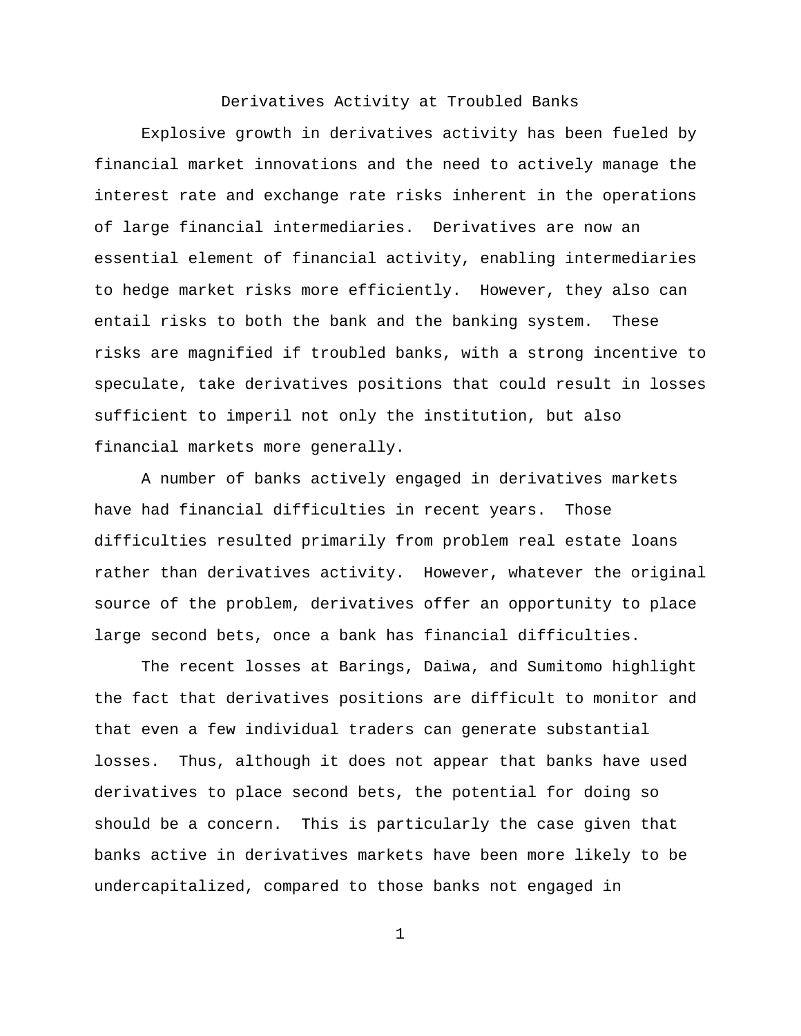# Derivatives Activity at Troubled Banks

Explosive growth in derivatives activity has been fueled by financial market innovations and the need to actively manage the interest rate and exchange rate risks inherent in the operations of large financial intermediaries. Derivatives are now an essential element of financial activity, enabling intermediaries to hedge market risks more efficiently. However, they also can entail risks to both the bank and the banking system. These risks are magnified if troubled banks, with a strong incentive to speculate, take derivatives positions that could result in losses sufficient to imperil not only the institution, but also financial markets more generally.

A number of banks actively engaged in derivatives markets have had financial difficulties in recent years. Those difficulties resulted primarily from problem real estate loans rather than derivatives activity. However, whatever the original source of the problem, derivatives offer an opportunity to place large second bets, once a bank has financial difficulties.

The recent losses at Barings, Daiwa, and Sumitomo highlight the fact that derivatives positions are difficult to monitor and that even a few individual traders can generate substantial losses. Thus, although it does not appear that banks have used derivatives to place second bets, the potential for doing so should be a concern. This is particularly the case given that banks active in derivatives markets have been more likely to be undercapitalized, compared to those banks not engaged in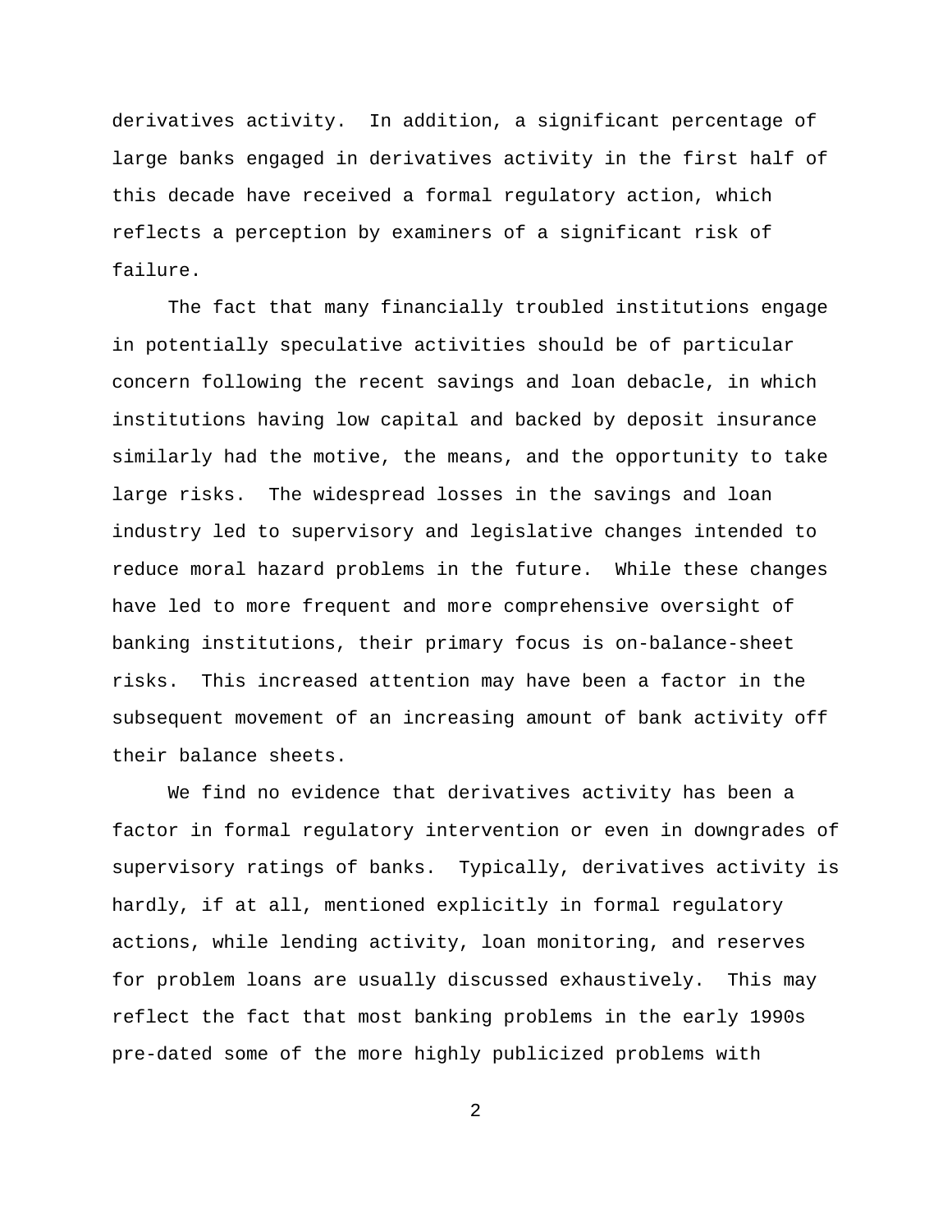derivatives activity. In addition, a significant percentage of large banks engaged in derivatives activity in the first half of this decade have received a formal regulatory action, which reflects a perception by examiners of a significant risk of failure.

The fact that many financially troubled institutions engage in potentially speculative activities should be of particular concern following the recent savings and loan debacle, in which institutions having low capital and backed by deposit insurance similarly had the motive, the means, and the opportunity to take large risks. The widespread losses in the savings and loan industry led to supervisory and legislative changes intended to reduce moral hazard problems in the future. While these changes have led to more frequent and more comprehensive oversight of banking institutions, their primary focus is on-balance-sheet risks. This increased attention may have been a factor in the subsequent movement of an increasing amount of bank activity off their balance sheets.

We find no evidence that derivatives activity has been a factor in formal regulatory intervention or even in downgrades of supervisory ratings of banks. Typically, derivatives activity is hardly, if at all, mentioned explicitly in formal regulatory actions, while lending activity, loan monitoring, and reserves for problem loans are usually discussed exhaustively. This may reflect the fact that most banking problems in the early 1990s pre-dated some of the more highly publicized problems with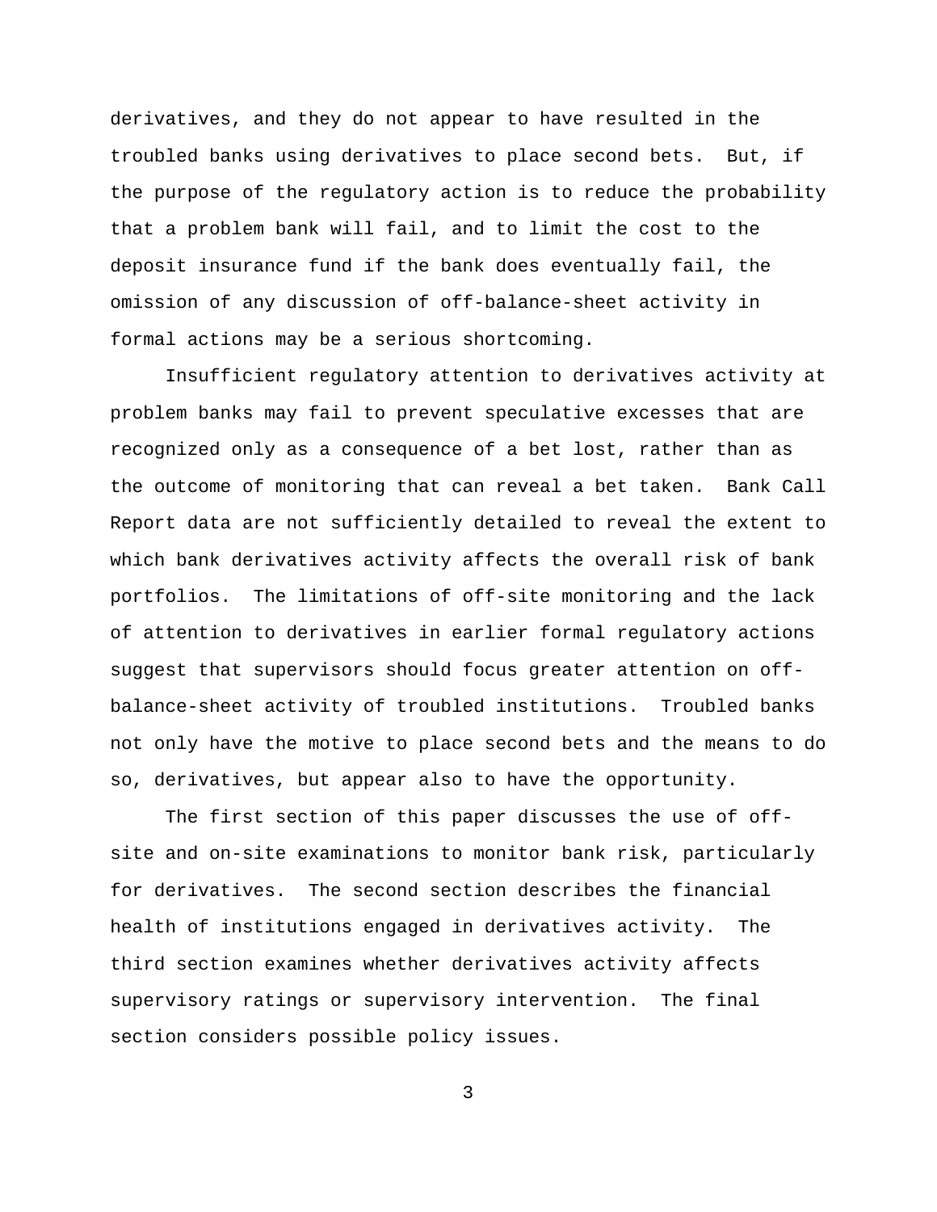derivatives, and they do not appear to have resulted in the troubled banks using derivatives to place second bets. But, if the purpose of the regulatory action is to reduce the probability that a problem bank will fail, and to limit the cost to the deposit insurance fund if the bank does eventually fail, the omission of any discussion of off-balance-sheet activity in formal actions may be a serious shortcoming.

Insufficient regulatory attention to derivatives activity at problem banks may fail to prevent speculative excesses that are recognized only as a consequence of a bet lost, rather than as the outcome of monitoring that can reveal a bet taken. Bank Call Report data are not sufficiently detailed to reveal the extent to which bank derivatives activity affects the overall risk of bank portfolios. The limitations of off-site monitoring and the lack of attention to derivatives in earlier formal regulatory actions suggest that supervisors should focus greater attention on off-balance-sheet activity of troubled institutions. Troubled banks not only have the motive to place second bets and the means to do so, derivatives, but appear also to have the opportunity.

The first section of this paper discusses the use of off-site and on-site examinations to monitor bank risk, particularly for derivatives. The second section describes the financial health of institutions engaged in derivatives activity. The third section examines whether derivatives activity affects supervisory ratings or supervisory intervention. The final section considers possible policy issues.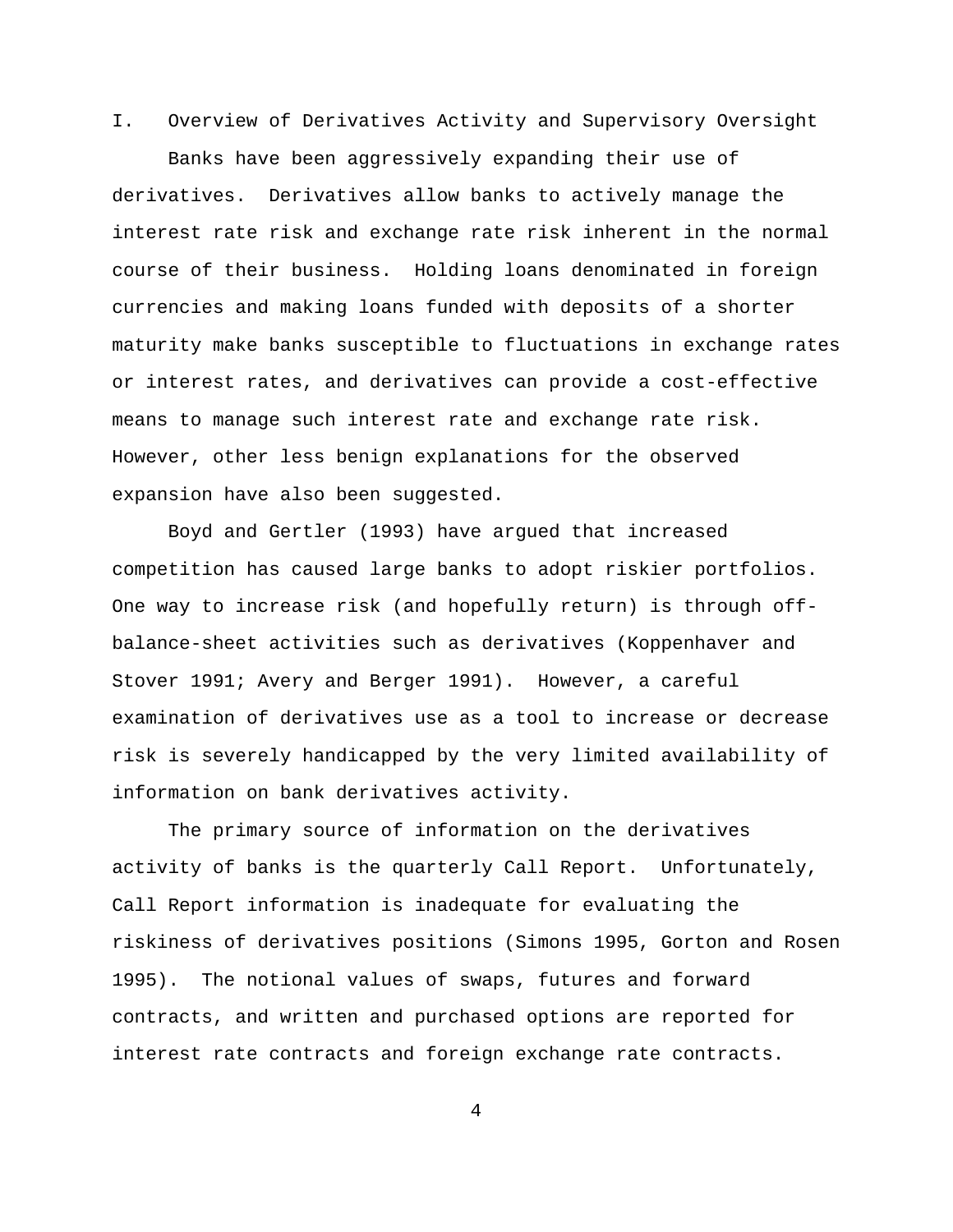## I. Overview of Derivatives Activity and Supervisory Oversight

Banks have been aggressively expanding their use of derivatives. Derivatives allow banks to actively manage the interest rate risk and exchange rate risk inherent in the normal course of their business. Holding loans denominated in foreign currencies and making loans funded with deposits of a shorter maturity make banks susceptible to fluctuations in exchange rates or interest rates, and derivatives can provide a cost-effective means to manage such interest rate and exchange rate risk. However, other less benign explanations for the observed expansion have also been suggested.

Boyd and Gertler (1993) have argued that increased competition has caused large banks to adopt riskier portfolios. One way to increase risk (and hopefully return) is through off-balance-sheet activities such as derivatives (Koppenhaver and Stover 1991; Avery and Berger 1991). However, a careful examination of derivatives use as a tool to increase or decrease risk is severely handicapped by the very limited availability of information on bank derivatives activity.

The primary source of information on the derivatives activity of banks is the quarterly Call Report. Unfortunately, Call Report information is inadequate for evaluating the riskiness of derivatives positions (Simons 1995, Gorton and Rosen 1995). The notional values of swaps, futures and forward contracts, and written and purchased options are reported for interest rate contracts and foreign exchange rate contracts.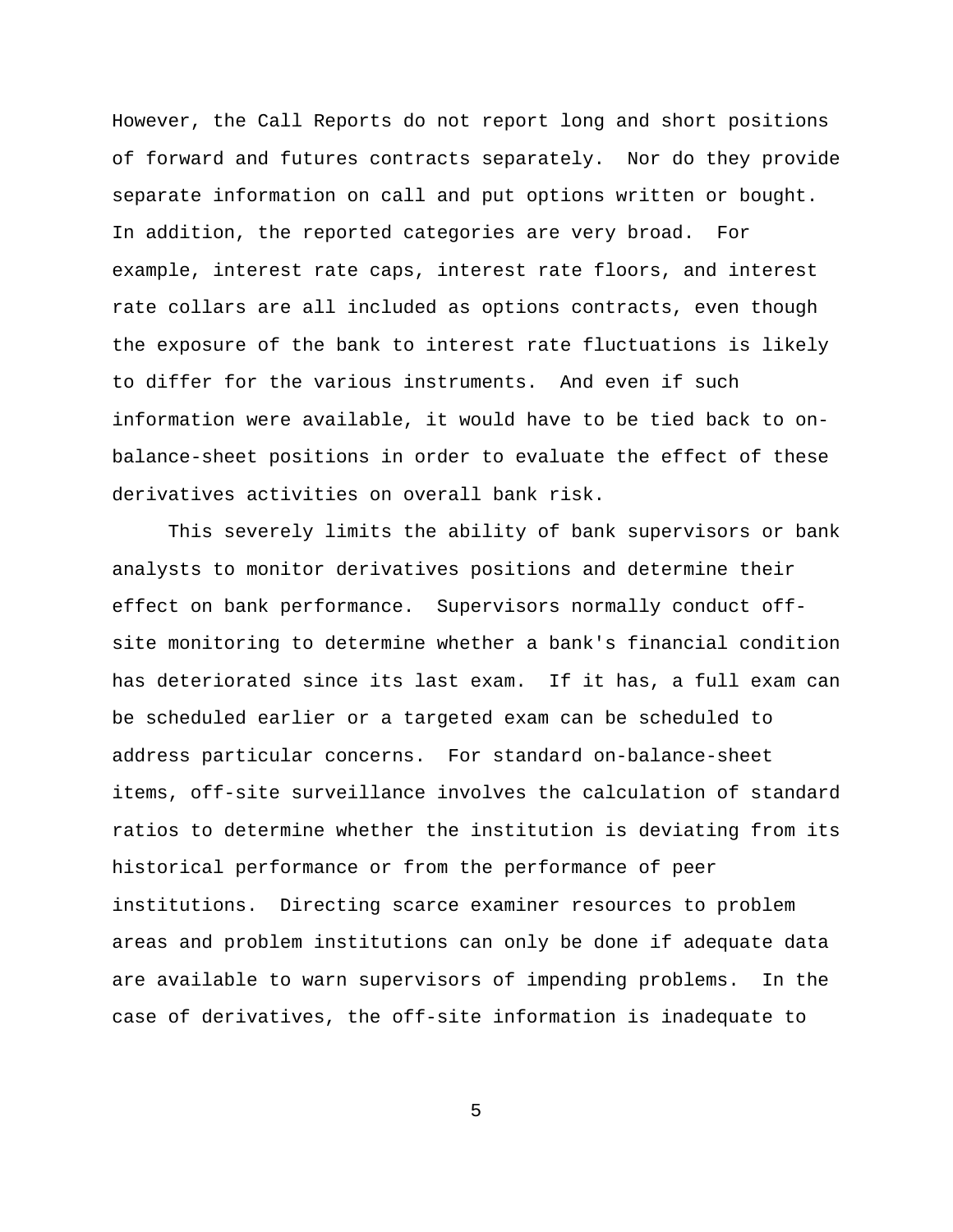However, the Call Reports do not report long and short positions of forward and futures contracts separately. Nor do they provide separate information on call and put options written or bought. In addition, the reported categories are very broad. For example, interest rate caps, interest rate floors, and interest rate collars are all included as options contracts, even though the exposure of the bank to interest rate fluctuations is likely to differ for the various instruments. And even if such information were available, it would have to be tied back to on-balance-sheet positions in order to evaluate the effect of these derivatives activities on overall bank risk.

This severely limits the ability of bank supervisors or bank analysts to monitor derivatives positions and determine their effect on bank performance. Supervisors normally conduct off-site monitoring to determine whether a bank's financial condition has deteriorated since its last exam. If it has, a full exam can be scheduled earlier or a targeted exam can be scheduled to address particular concerns. For standard on-balance-sheet items, off-site surveillance involves the calculation of standard ratios to determine whether the institution is deviating from its historical performance or from the performance of peer institutions. Directing scarce examiner resources to problem areas and problem institutions can only be done if adequate data are available to warn supervisors of impending problems. In the case of derivatives, the off-site information is inadequate to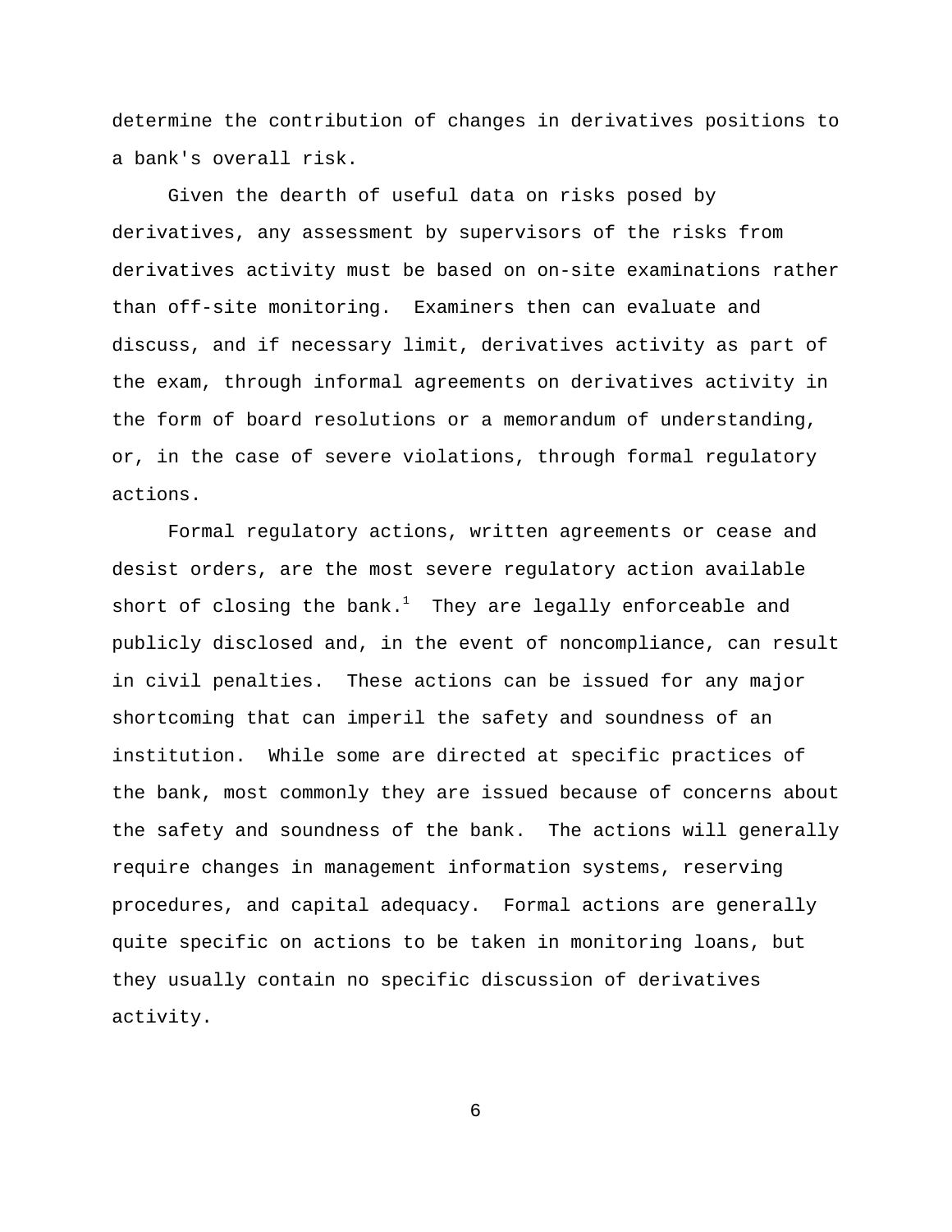determine the contribution of changes in derivatives positions to a bank's overall risk.

Given the dearth of useful data on risks posed by derivatives, any assessment by supervisors of the risks from derivatives activity must be based on on-site examinations rather than off-site monitoring. Examiners then can evaluate and discuss, and if necessary limit, derivatives activity as part of the exam, through informal agreements on derivatives activity in the form of board resolutions or a memorandum of understanding, or, in the case of severe violations, through formal regulatory actions.

Formal regulatory actions, written agreements or cease and desist orders, are the most severe regulatory action available short of closing the bank.[1] They are legally enforceable and publicly disclosed and, in the event of noncompliance, can result in civil penalties. These actions can be issued for any major shortcoming that can imperil the safety and soundness of an institution. While some are directed at specific practices of the bank, most commonly they are issued because of concerns about the safety and soundness of the bank. The actions will generally require changes in management information systems, reserving procedures, and capital adequacy. Formal actions are generally quite specific on actions to be taken in monitoring loans, but they usually contain no specific discussion of derivatives activity.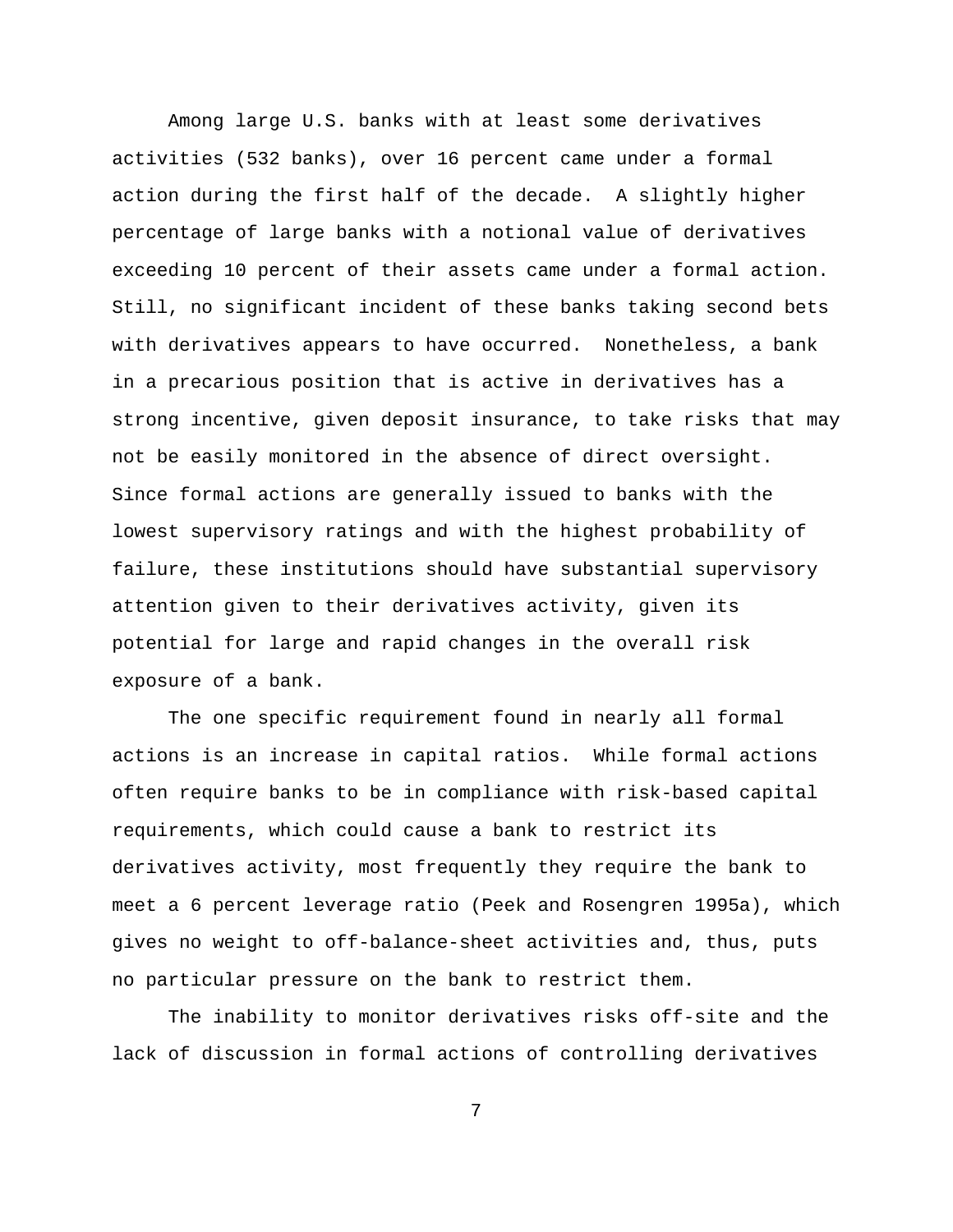Among large U.S. banks with at least some derivatives activities (532 banks), over 16 percent came under a formal action during the first half of the decade. A slightly higher percentage of large banks with a notional value of derivatives exceeding 10 percent of their assets came under a formal action. Still, no significant incident of these banks taking second bets with derivatives appears to have occurred. Nonetheless, a bank in a precarious position that is active in derivatives has a strong incentive, given deposit insurance, to take risks that may not be easily monitored in the absence of direct oversight. Since formal actions are generally issued to banks with the lowest supervisory ratings and with the highest probability of failure, these institutions should have substantial supervisory attention given to their derivatives activity, given its potential for large and rapid changes in the overall risk exposure of a bank.

The one specific requirement found in nearly all formal actions is an increase in capital ratios. While formal actions often require banks to be in compliance with risk-based capital requirements, which could cause a bank to restrict its derivatives activity, most frequently they require the bank to meet a 6 percent leverage ratio (Peek and Rosengren 1995a), which gives no weight to off-balance-sheet activities and, thus, puts no particular pressure on the bank to restrict them.

The inability to monitor derivatives risks off-site and the lack of discussion in formal actions of controlling derivatives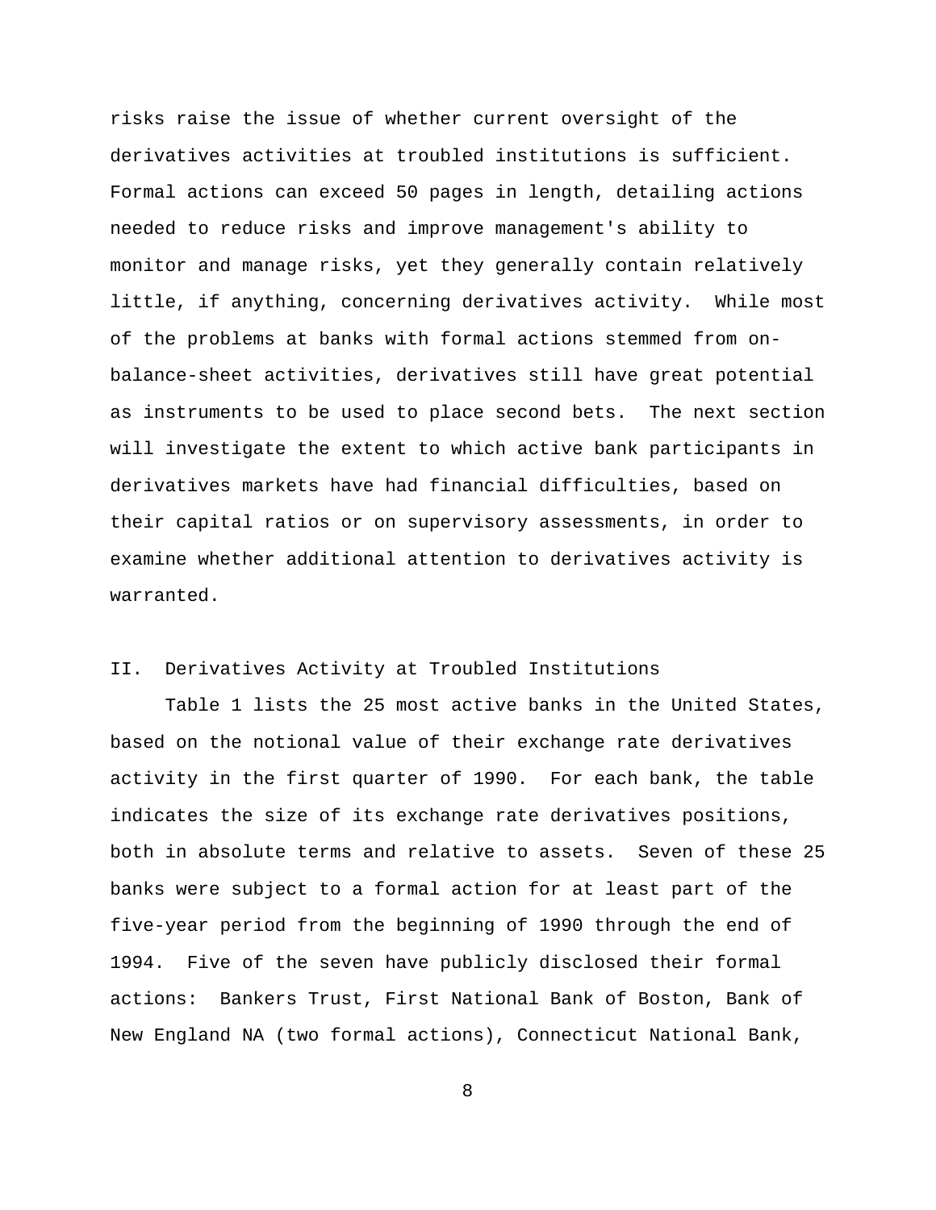risks raise the issue of whether current oversight of the derivatives activities at troubled institutions is sufficient. Formal actions can exceed 50 pages in length, detailing actions needed to reduce risks and improve management's ability to monitor and manage risks, yet they generally contain relatively little, if anything, concerning derivatives activity. While most of the problems at banks with formal actions stemmed from on-balance-sheet activities, derivatives still have great potential as instruments to be used to place second bets. The next section will investigate the extent to which active bank participants in derivatives markets have had financial difficulties, based on their capital ratios or on supervisory assessments, in order to examine whether additional attention to derivatives activity is warranted.

## II. Derivatives Activity at Troubled Institutions

Table 1 lists the 25 most active banks in the United States, based on the notional value of their exchange rate derivatives activity in the first quarter of 1990. For each bank, the table indicates the size of its exchange rate derivatives positions, both in absolute terms and relative to assets. Seven of these 25 banks were subject to a formal action for at least part of the five-year period from the beginning of 1990 through the end of 1994. Five of the seven have publicly disclosed their formal actions: Bankers Trust, First National Bank of Boston, Bank of New England NA (two formal actions), Connecticut National Bank,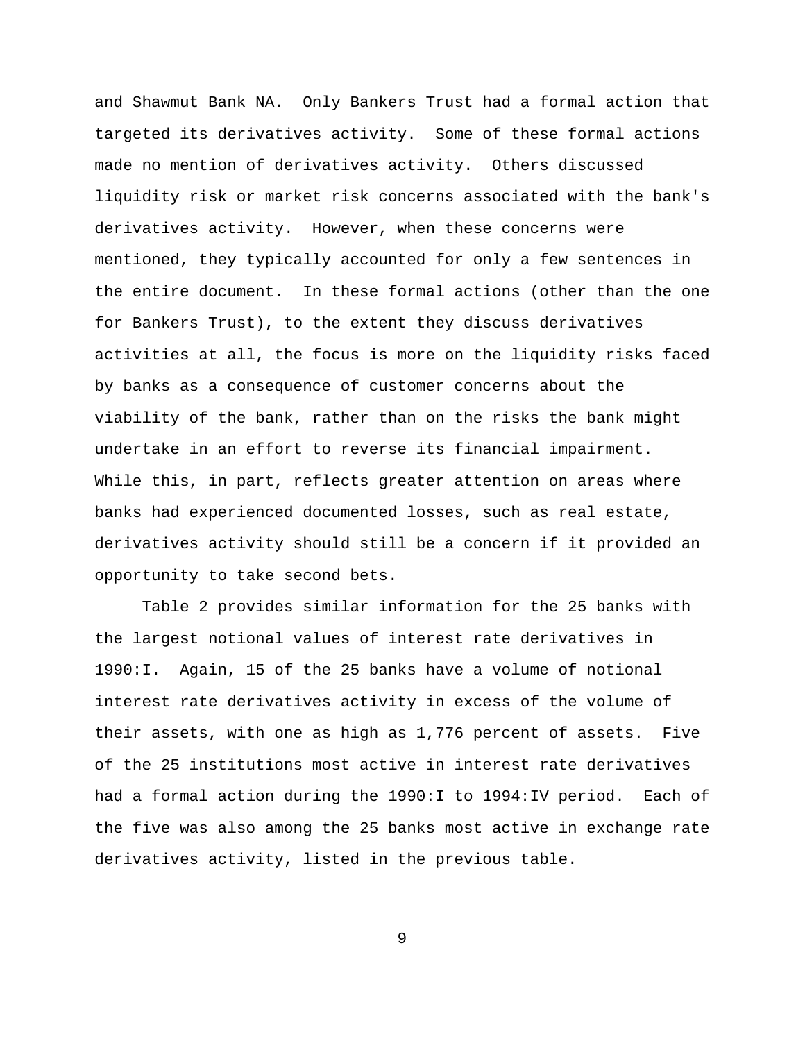and Shawmut Bank NA. Only Bankers Trust had a formal action that targeted its derivatives activity. Some of these formal actions made no mention of derivatives activity. Others discussed liquidity risk or market risk concerns associated with the bank's derivatives activity. However, when these concerns were mentioned, they typically accounted for only a few sentences in the entire document. In these formal actions (other than the one for Bankers Trust), to the extent they discuss derivatives activities at all, the focus is more on the liquidity risks faced by banks as a consequence of customer concerns about the viability of the bank, rather than on the risks the bank might undertake in an effort to reverse its financial impairment. While this, in part, reflects greater attention on areas where banks had experienced documented losses, such as real estate, derivatives activity should still be a concern if it provided an opportunity to take second bets.

Table 2 provides similar information for the 25 banks with the largest notional values of interest rate derivatives in 1990:I. Again, 15 of the 25 banks have a volume of notional interest rate derivatives activity in excess of the volume of their assets, with one as high as 1,776 percent of assets. Five of the 25 institutions most active in interest rate derivatives had a formal action during the 1990:I to 1994:IV period. Each of the five was also among the 25 banks most active in exchange rate derivatives activity, listed in the previous table.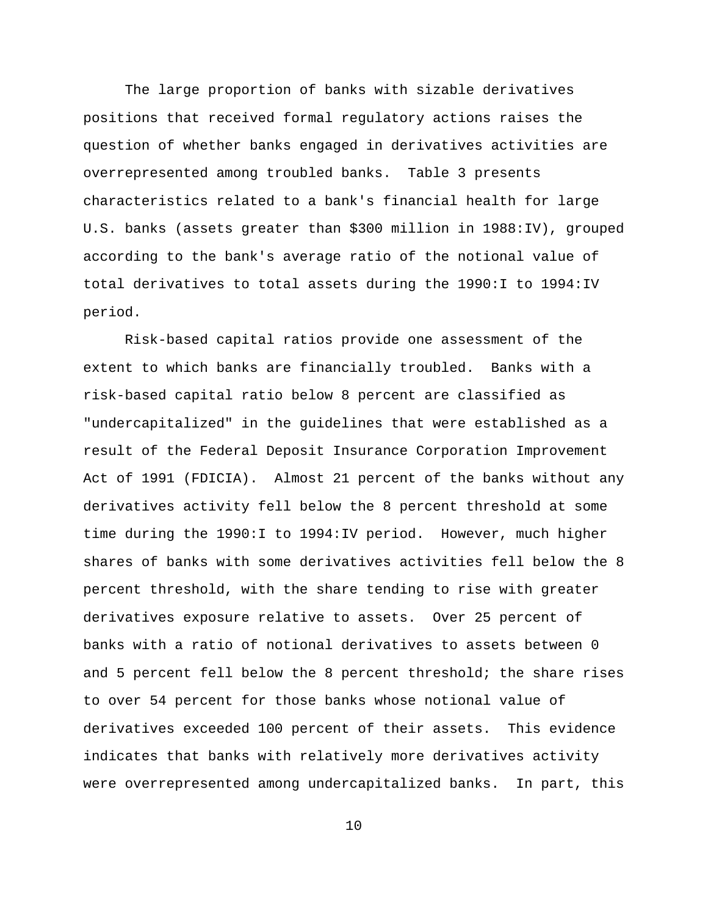The large proportion of banks with sizable derivatives positions that received formal regulatory actions raises the question of whether banks engaged in derivatives activities are overrepresented among troubled banks. Table 3 presents characteristics related to a bank's financial health for large U.S. banks (assets greater than $300 million in 1988:IV), grouped according to the bank's average ratio of the notional value of total derivatives to total assets during the 1990:I to 1994:IV period.

Risk-based capital ratios provide one assessment of the extent to which banks are financially troubled. Banks with a risk-based capital ratio below 8 percent are classified as "undercapitalized" in the guidelines that were established as a result of the Federal Deposit Insurance Corporation Improvement Act of 1991 (FDICIA). Almost 21 percent of the banks without any derivatives activity fell below the 8 percent threshold at some time during the 1990:I to 1994:IV period. However, much higher shares of banks with some derivatives activities fell below the 8 percent threshold, with the share tending to rise with greater derivatives exposure relative to assets. Over 25 percent of banks with a ratio of notional derivatives to assets between 0 and 5 percent fell below the 8 percent threshold; the share rises to over 54 percent for those banks whose notional value of derivatives exceeded 100 percent of their assets. This evidence indicates that banks with relatively more derivatives activity were overrepresented among undercapitalized banks. In part, this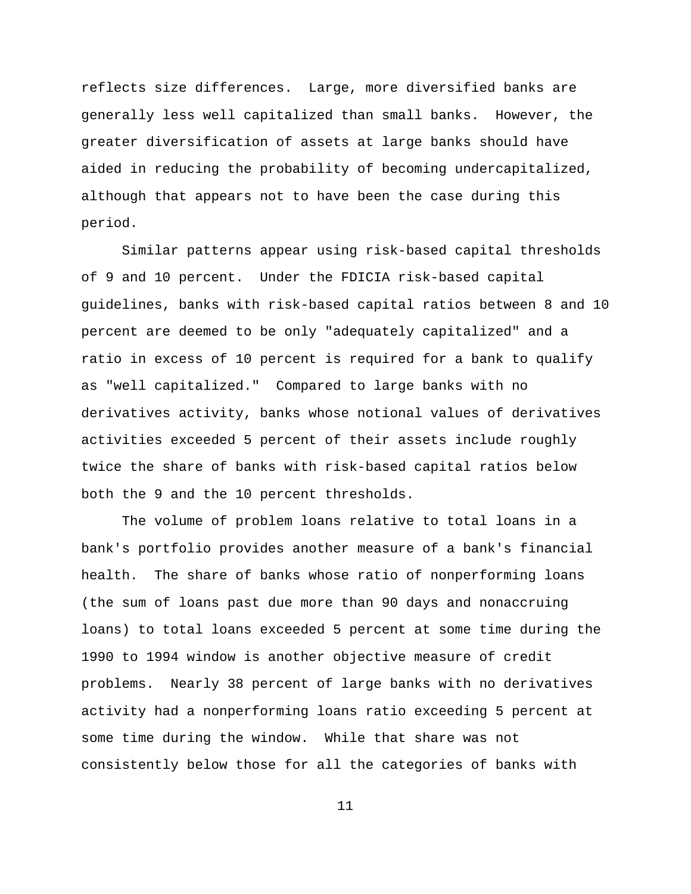reflects size differences. Large, more diversified banks are generally less well capitalized than small banks. However, the greater diversification of assets at large banks should have aided in reducing the probability of becoming undercapitalized, although that appears not to have been the case during this period.

Similar patterns appear using risk-based capital thresholds of 9 and 10 percent. Under the FDICIA risk-based capital guidelines, banks with risk-based capital ratios between 8 and 10 percent are deemed to be only "adequately capitalized" and a ratio in excess of 10 percent is required for a bank to qualify as "well capitalized." Compared to large banks with no derivatives activity, banks whose notional values of derivatives activities exceeded 5 percent of their assets include roughly twice the share of banks with risk-based capital ratios below both the 9 and the 10 percent thresholds.

The volume of problem loans relative to total loans in a bank's portfolio provides another measure of a bank's financial health. The share of banks whose ratio of nonperforming loans (the sum of loans past due more than 90 days and nonaccruing loans) to total loans exceeded 5 percent at some time during the 1990 to 1994 window is another objective measure of credit problems. Nearly 38 percent of large banks with no derivatives activity had a nonperforming loans ratio exceeding 5 percent at some time during the window. While that share was not consistently below those for all the categories of banks with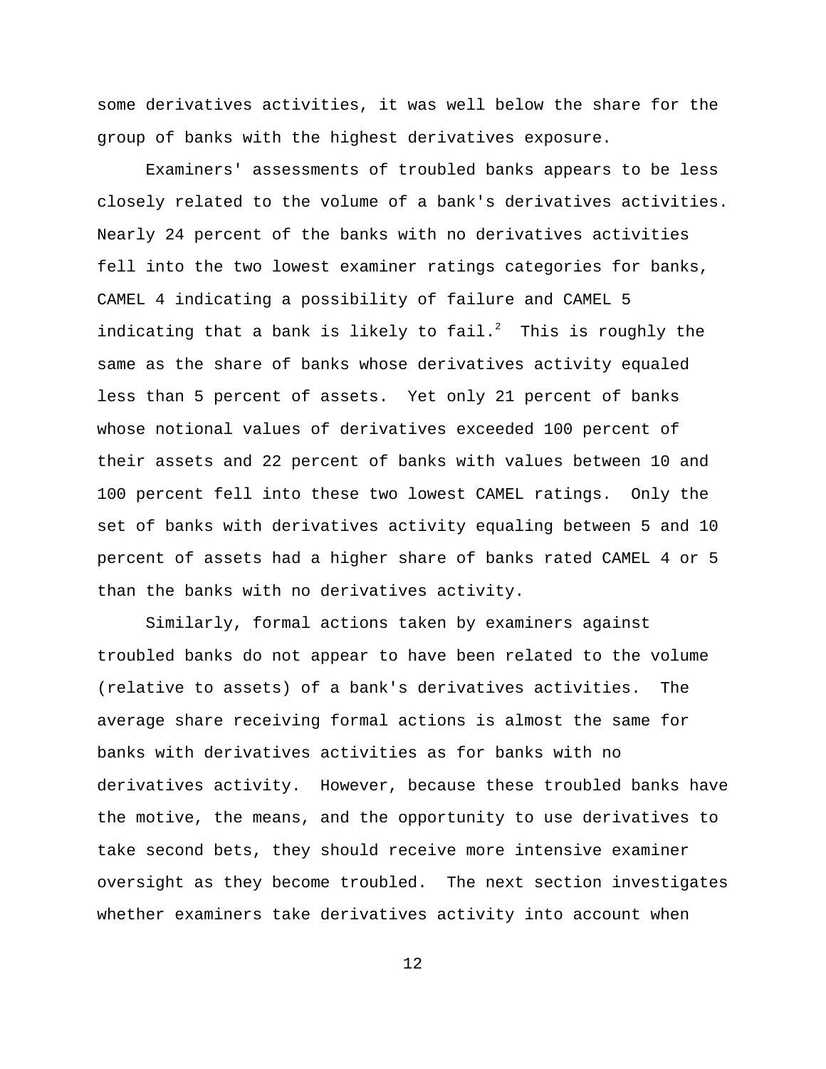some derivatives activities, it was well below the share for the group of banks with the highest derivatives exposure.

Examiners' assessments of troubled banks appears to be less closely related to the volume of a bank's derivatives activities. Nearly 24 percent of the banks with no derivatives activities fell into the two lowest examiner ratings categories for banks, CAMEL 4 indicating a possibility of failure and CAMEL 5 indicating that a bank is likely to fail.[2] This is roughly the same as the share of banks whose derivatives activity equaled less than 5 percent of assets. Yet only 21 percent of banks whose notional values of derivatives exceeded 100 percent of their assets and 22 percent of banks with values between 10 and 100 percent fell into these two lowest CAMEL ratings. Only the set of banks with derivatives activity equaling between 5 and 10 percent of assets had a higher share of banks rated CAMEL 4 or 5 than the banks with no derivatives activity.

Similarly, formal actions taken by examiners against troubled banks do not appear to have been related to the volume (relative to assets) of a bank's derivatives activities. The average share receiving formal actions is almost the same for banks with derivatives activities as for banks with no derivatives activity. However, because these troubled banks have the motive, the means, and the opportunity to use derivatives to take second bets, they should receive more intensive examiner oversight as they become troubled. The next section investigates whether examiners take derivatives activity into account when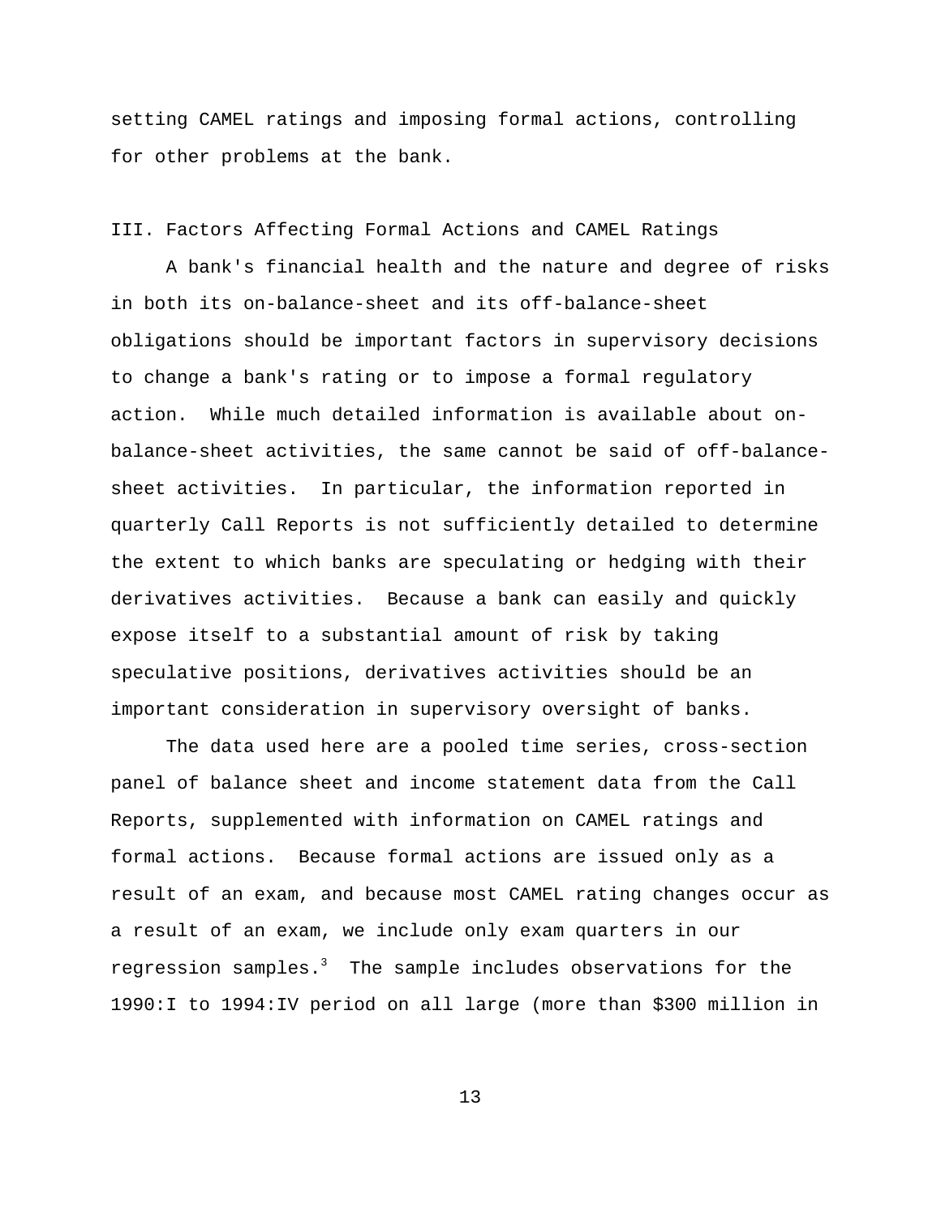setting CAMEL ratings and imposing formal actions, controlling for other problems at the bank.

## III. Factors Affecting Formal Actions and CAMEL Ratings

A bank's financial health and the nature and degree of risks in both its on-balance-sheet and its off-balance-sheet obligations should be important factors in supervisory decisions to change a bank's rating or to impose a formal regulatory action. While much detailed information is available about on-balance-sheet activities, the same cannot be said of off-balance-sheet activities. In particular, the information reported in quarterly Call Reports is not sufficiently detailed to determine the extent to which banks are speculating or hedging with their derivatives activities. Because a bank can easily and quickly expose itself to a substantial amount of risk by taking speculative positions, derivatives activities should be an important consideration in supervisory oversight of banks.

The data used here are a pooled time series, cross-section panel of balance sheet and income statement data from the Call Reports, supplemented with information on CAMEL ratings and formal actions. Because formal actions are issued only as a result of an exam, and because most CAMEL rating changes occur as a result of an exam, we include only exam quarters in our regression samples.[3] The sample includes observations for the 1990:I to 1994:IV period on all large (more than $300 million in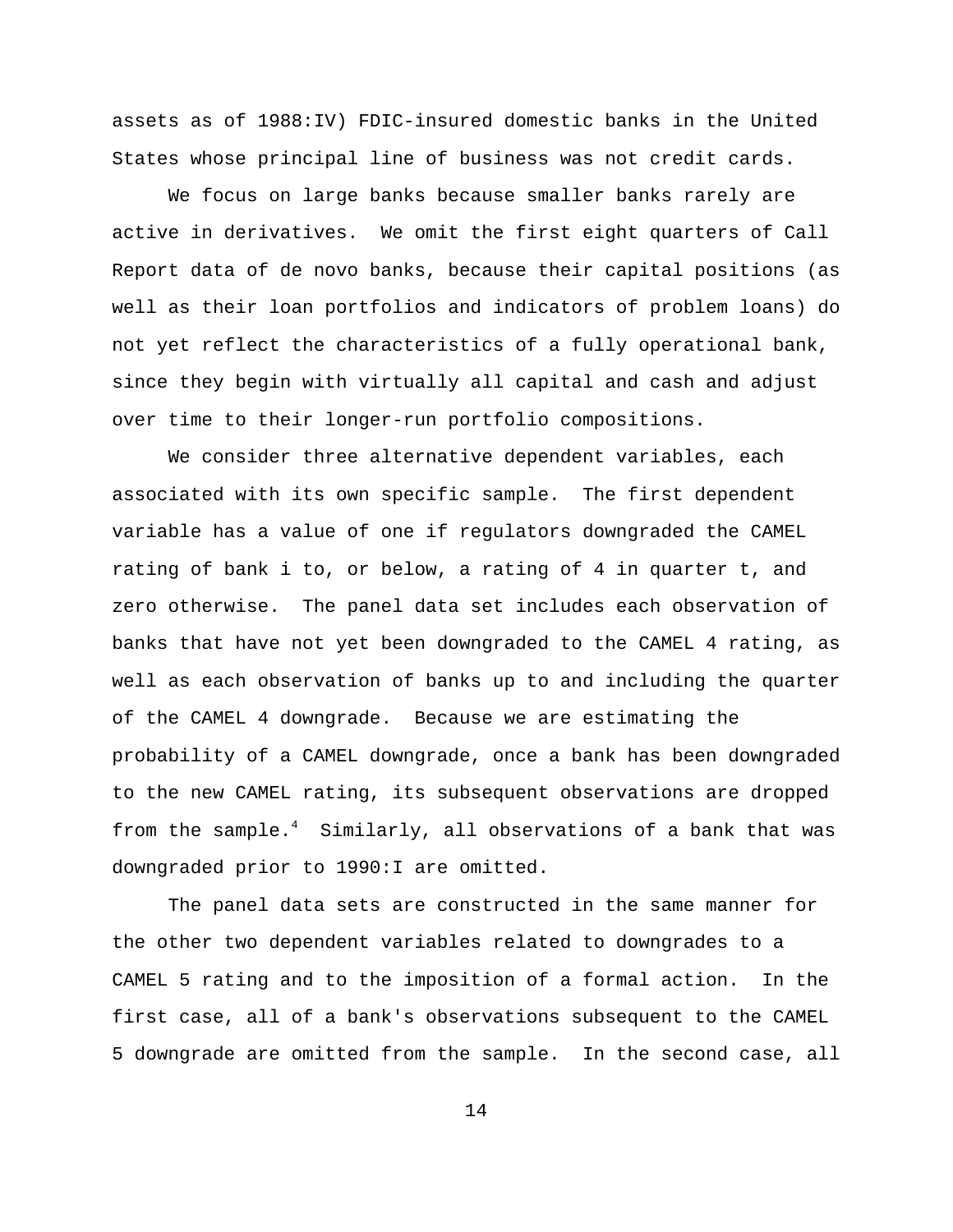assets as of 1988:IV) FDIC-insured domestic banks in the United States whose principal line of business was not credit cards.

We focus on large banks because smaller banks rarely are active in derivatives. We omit the first eight quarters of Call Report data of de novo banks, because their capital positions (as well as their loan portfolios and indicators of problem loans) do not yet reflect the characteristics of a fully operational bank, since they begin with virtually all capital and cash and adjust over time to their longer-run portfolio compositions.

We consider three alternative dependent variables, each associated with its own specific sample. The first dependent variable has a value of one if regulators downgraded the CAMEL rating of bank i to, or below, a rating of 4 in quarter t, and zero otherwise. The panel data set includes each observation of banks that have not yet been downgraded to the CAMEL 4 rating, as well as each observation of banks up to and including the quarter of the CAMEL 4 downgrade. Because we are estimating the probability of a CAMEL downgrade, once a bank has been downgraded to the new CAMEL rating, its subsequent observations are dropped from the sample.[4] Similarly, all observations of a bank that was downgraded prior to 1990:I are omitted.

The panel data sets are constructed in the same manner for the other two dependent variables related to downgrades to a CAMEL 5 rating and to the imposition of a formal action. In the first case, all of a bank's observations subsequent to the CAMEL 5 downgrade are omitted from the sample. In the second case, all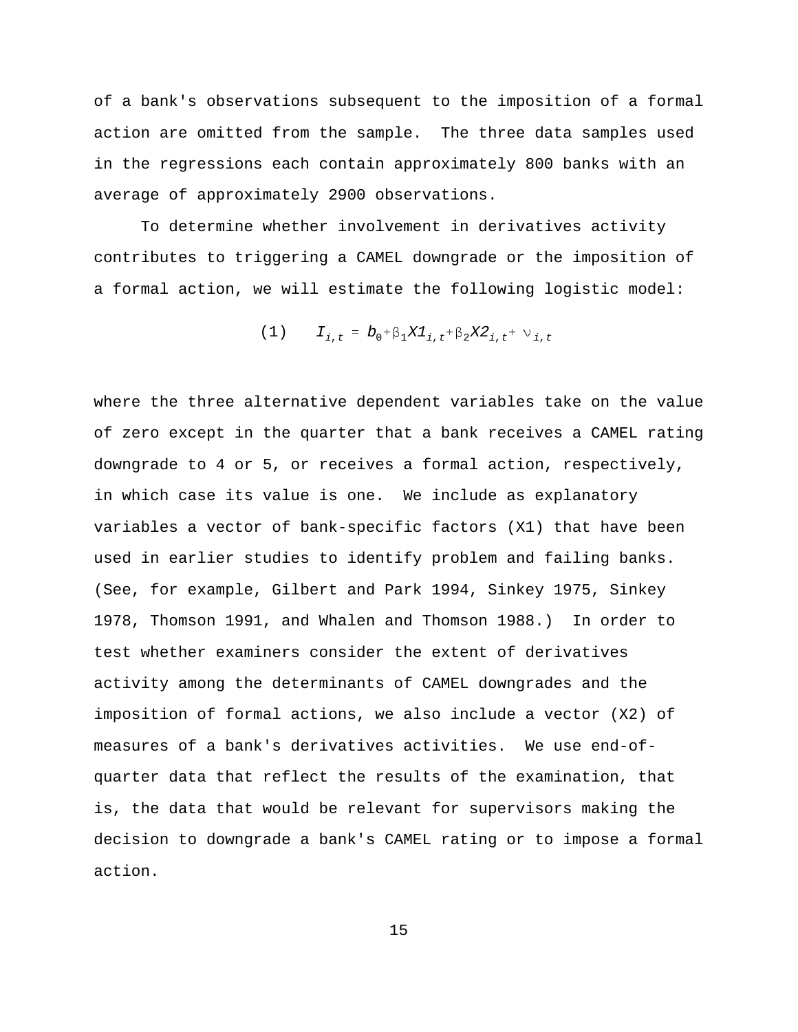of a bank's observations subsequent to the imposition of a formal action are omitted from the sample. The three data samples used in the regressions each contain approximately 800 banks with an average of approximately 2900 observations.

To determine whether involvement in derivatives activity contributes to triggering a CAMEL downgrade or the imposition of a formal action, we will estimate the following logistic model:

$$(1) \quad I_{i,t} = b_0 + \beta_1 X1_{i,t} + \beta_2 X2_{i,t} + \nu_{i,t}$$

where the three alternative dependent variables take on the value of zero except in the quarter that a bank receives a CAMEL rating downgrade to 4 or 5, or receives a formal action, respectively, in which case its value is one. We include as explanatory variables a vector of bank-specific factors (X1) that have been used in earlier studies to identify problem and failing banks. (See, for example, Gilbert and Park 1994, Sinkey 1975, Sinkey 1978, Thomson 1991, and Whalen and Thomson 1988.) In order to test whether examiners consider the extent of derivatives activity among the determinants of CAMEL downgrades and the imposition of formal actions, we also include a vector (X2) of measures of a bank's derivatives activities. We use end-of-quarter data that reflect the results of the examination, that is, the data that would be relevant for supervisors making the decision to downgrade a bank's CAMEL rating or to impose a formal action.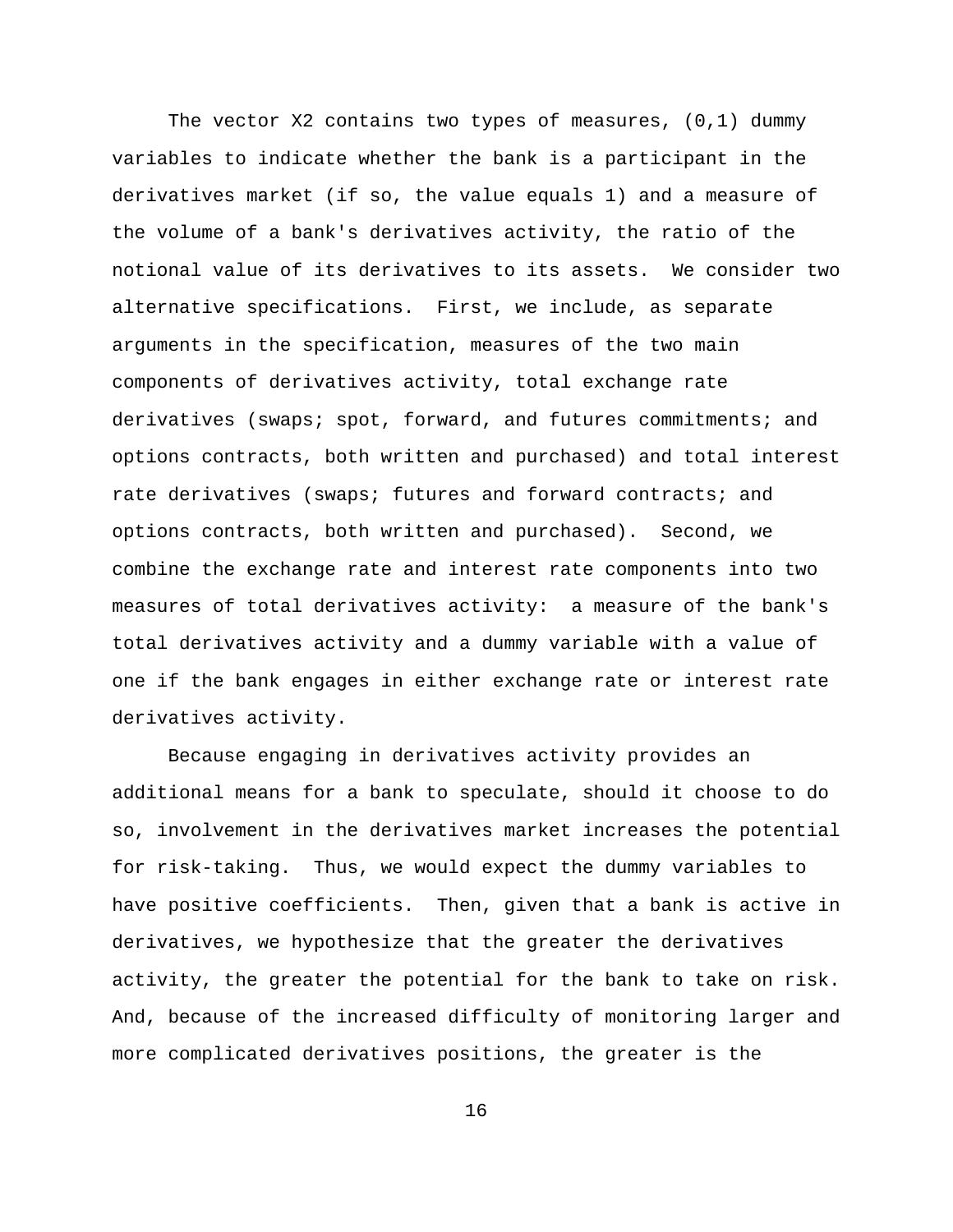The vector X2 contains two types of measures, (0,1) dummy variables to indicate whether the bank is a participant in the derivatives market (if so, the value equals 1) and a measure of the volume of a bank's derivatives activity, the ratio of the notional value of its derivatives to its assets. We consider two alternative specifications. First, we include, as separate arguments in the specification, measures of the two main components of derivatives activity, total exchange rate derivatives (swaps; spot, forward, and futures commitments; and options contracts, both written and purchased) and total interest rate derivatives (swaps; futures and forward contracts; and options contracts, both written and purchased). Second, we combine the exchange rate and interest rate components into two measures of total derivatives activity: a measure of the bank's total derivatives activity and a dummy variable with a value of one if the bank engages in either exchange rate or interest rate derivatives activity.

Because engaging in derivatives activity provides an additional means for a bank to speculate, should it choose to do so, involvement in the derivatives market increases the potential for risk-taking. Thus, we would expect the dummy variables to have positive coefficients. Then, given that a bank is active in derivatives, we hypothesize that the greater the derivatives activity, the greater the potential for the bank to take on risk. And, because of the increased difficulty of monitoring larger and more complicated derivatives positions, the greater is the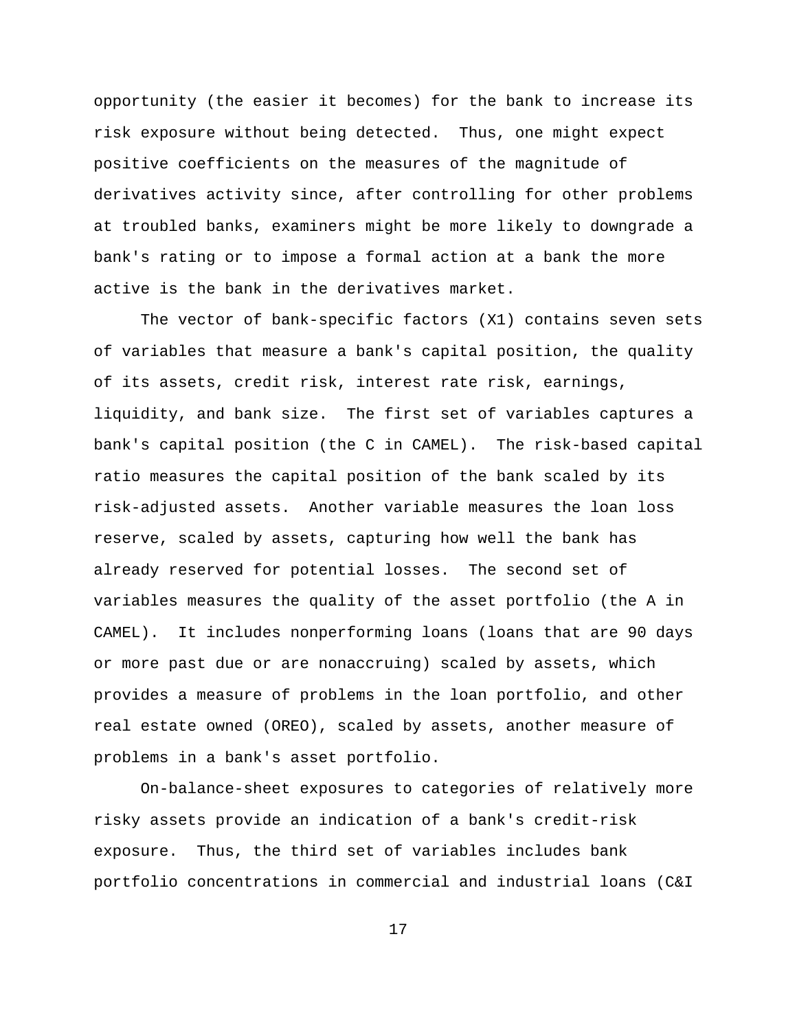opportunity (the easier it becomes) for the bank to increase its risk exposure without being detected. Thus, one might expect positive coefficients on the measures of the magnitude of derivatives activity since, after controlling for other problems at troubled banks, examiners might be more likely to downgrade a bank's rating or to impose a formal action at a bank the more active is the bank in the derivatives market.

The vector of bank-specific factors (X1) contains seven sets of variables that measure a bank's capital position, the quality of its assets, credit risk, interest rate risk, earnings, liquidity, and bank size. The first set of variables captures a bank's capital position (the C in CAMEL). The risk-based capital ratio measures the capital position of the bank scaled by its risk-adjusted assets. Another variable measures the loan loss reserve, scaled by assets, capturing how well the bank has already reserved for potential losses. The second set of variables measures the quality of the asset portfolio (the A in CAMEL). It includes nonperforming loans (loans that are 90 days or more past due or are nonaccruing) scaled by assets, which provides a measure of problems in the loan portfolio, and other real estate owned (OREO), scaled by assets, another measure of problems in a bank's asset portfolio.

On-balance-sheet exposures to categories of relatively more risky assets provide an indication of a bank's credit-risk exposure. Thus, the third set of variables includes bank portfolio concentrations in commercial and industrial loans (C&I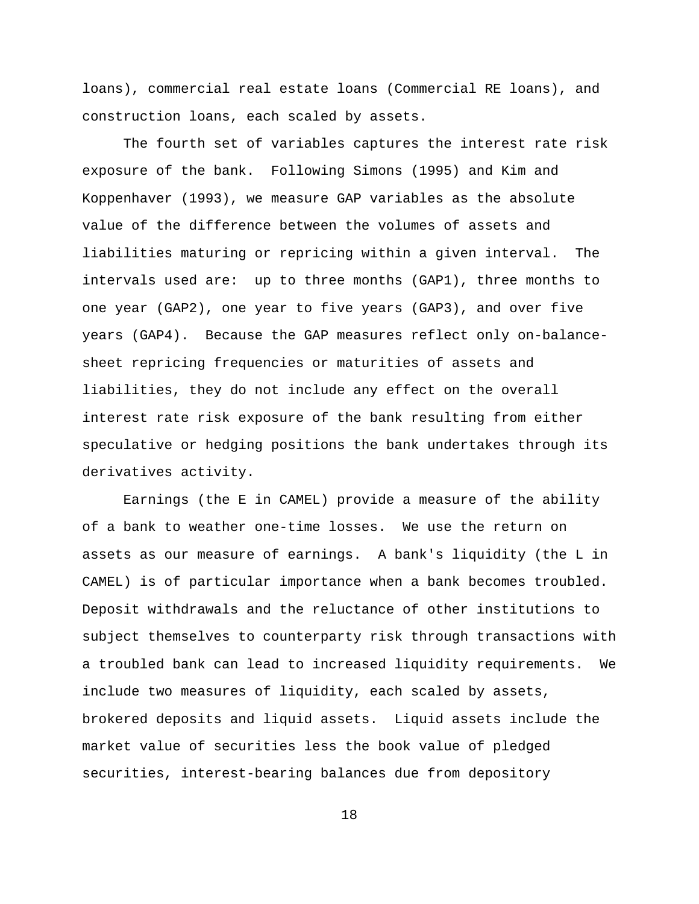loans), commercial real estate loans (Commercial RE loans), and construction loans, each scaled by assets.

The fourth set of variables captures the interest rate risk exposure of the bank. Following Simons (1995) and Kim and Koppenhaver (1993), we measure GAP variables as the absolute value of the difference between the volumes of assets and liabilities maturing or repricing within a given interval. The intervals used are: up to three months (GAP1), three months to one year (GAP2), one year to five years (GAP3), and over five years (GAP4). Because the GAP measures reflect only on-balance-sheet repricing frequencies or maturities of assets and liabilities, they do not include any effect on the overall interest rate risk exposure of the bank resulting from either speculative or hedging positions the bank undertakes through its derivatives activity.

Earnings (the E in CAMEL) provide a measure of the ability of a bank to weather one-time losses. We use the return on assets as our measure of earnings. A bank's liquidity (the L in CAMEL) is of particular importance when a bank becomes troubled. Deposit withdrawals and the reluctance of other institutions to subject themselves to counterparty risk through transactions with a troubled bank can lead to increased liquidity requirements. We include two measures of liquidity, each scaled by assets, brokered deposits and liquid assets. Liquid assets include the market value of securities less the book value of pledged securities, interest-bearing balances due from depository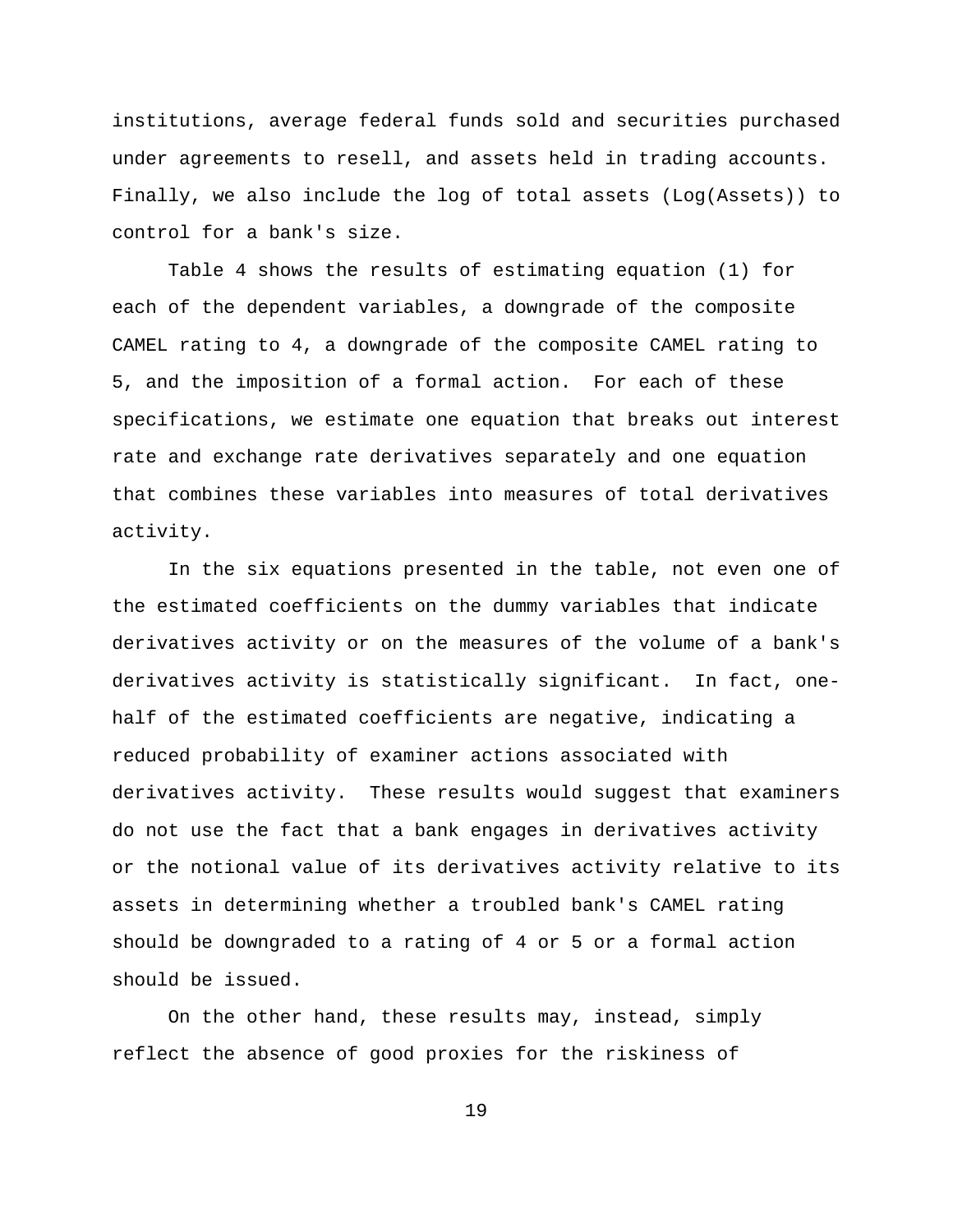institutions, average federal funds sold and securities purchased under agreements to resell, and assets held in trading accounts. Finally, we also include the log of total assets (Log(Assets)) to control for a bank's size.

Table 4 shows the results of estimating equation (1) for each of the dependent variables, a downgrade of the composite CAMEL rating to 4, a downgrade of the composite CAMEL rating to 5, and the imposition of a formal action. For each of these specifications, we estimate one equation that breaks out interest rate and exchange rate derivatives separately and one equation that combines these variables into measures of total derivatives activity.

In the six equations presented in the table, not even one of the estimated coefficients on the dummy variables that indicate derivatives activity or on the measures of the volume of a bank's derivatives activity is statistically significant. In fact, one-half of the estimated coefficients are negative, indicating a reduced probability of examiner actions associated with derivatives activity. These results would suggest that examiners do not use the fact that a bank engages in derivatives activity or the notional value of its derivatives activity relative to its assets in determining whether a troubled bank's CAMEL rating should be downgraded to a rating of 4 or 5 or a formal action should be issued.

On the other hand, these results may, instead, simply reflect the absence of good proxies for the riskiness of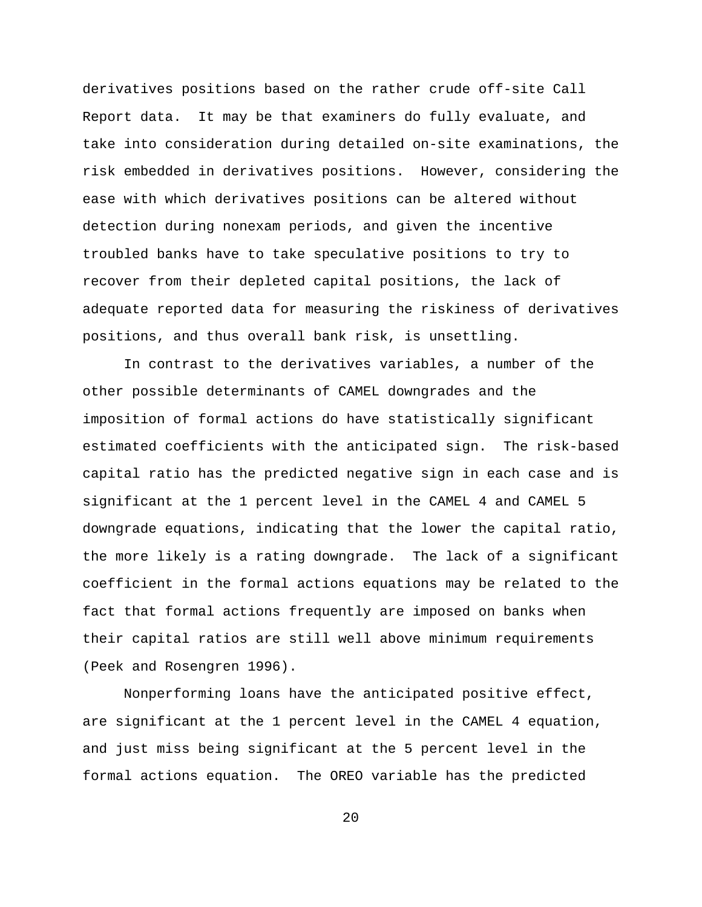derivatives positions based on the rather crude off-site Call Report data. It may be that examiners do fully evaluate, and take into consideration during detailed on-site examinations, the risk embedded in derivatives positions. However, considering the ease with which derivatives positions can be altered without detection during nonexam periods, and given the incentive troubled banks have to take speculative positions to try to recover from their depleted capital positions, the lack of adequate reported data for measuring the riskiness of derivatives positions, and thus overall bank risk, is unsettling.

In contrast to the derivatives variables, a number of the other possible determinants of CAMEL downgrades and the imposition of formal actions do have statistically significant estimated coefficients with the anticipated sign. The risk-based capital ratio has the predicted negative sign in each case and is significant at the 1 percent level in the CAMEL 4 and CAMEL 5 downgrade equations, indicating that the lower the capital ratio, the more likely is a rating downgrade. The lack of a significant coefficient in the formal actions equations may be related to the fact that formal actions frequently are imposed on banks when their capital ratios are still well above minimum requirements (Peek and Rosengren 1996).

Nonperforming loans have the anticipated positive effect, are significant at the 1 percent level in the CAMEL 4 equation, and just miss being significant at the 5 percent level in the formal actions equation. The OREO variable has the predicted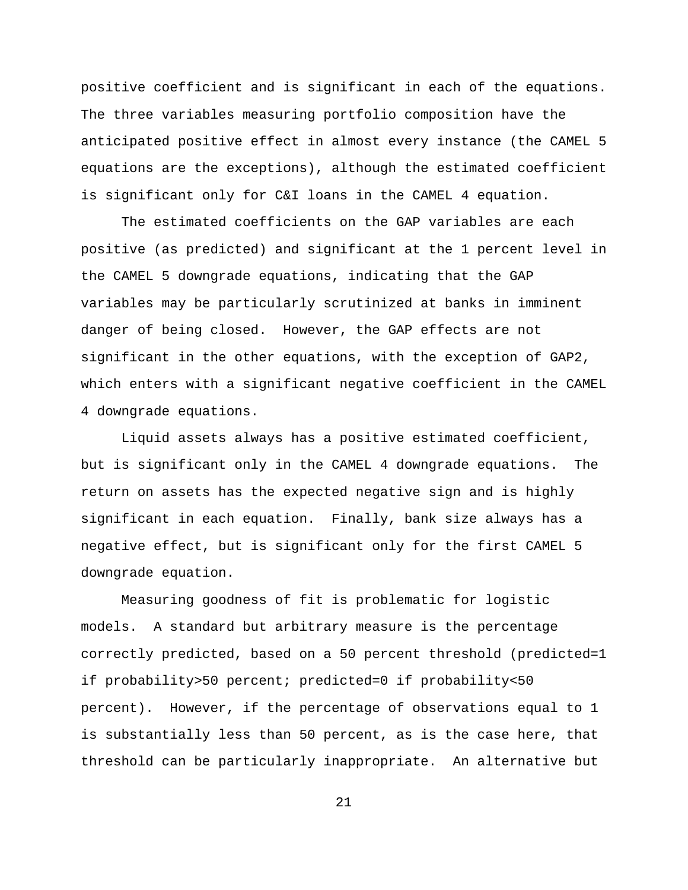positive coefficient and is significant in each of the equations. The three variables measuring portfolio composition have the anticipated positive effect in almost every instance (the CAMEL 5 equations are the exceptions), although the estimated coefficient is significant only for C&I loans in the CAMEL 4 equation.

The estimated coefficients on the GAP variables are each positive (as predicted) and significant at the 1 percent level in the CAMEL 5 downgrade equations, indicating that the GAP variables may be particularly scrutinized at banks in imminent danger of being closed. However, the GAP effects are not significant in the other equations, with the exception of GAP2, which enters with a significant negative coefficient in the CAMEL 4 downgrade equations.

Liquid assets always has a positive estimated coefficient, but is significant only in the CAMEL 4 downgrade equations. The return on assets has the expected negative sign and is highly significant in each equation. Finally, bank size always has a negative effect, but is significant only for the first CAMEL 5 downgrade equation.

Measuring goodness of fit is problematic for logistic models. A standard but arbitrary measure is the percentage correctly predicted, based on a 50 percent threshold (predicted=1 if probability>50 percent; predicted=0 if probability<50 percent). However, if the percentage of observations equal to 1 is substantially less than 50 percent, as is the case here, that threshold can be particularly inappropriate. An alternative but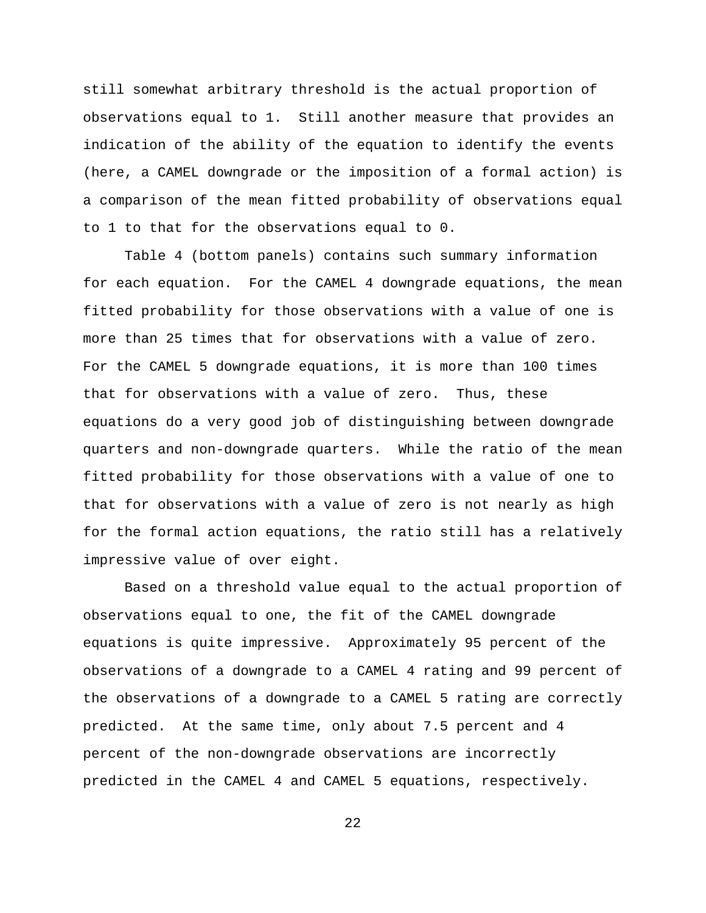still somewhat arbitrary threshold is the actual proportion of observations equal to 1. Still another measure that provides an indication of the ability of the equation to identify the events (here, a CAMEL downgrade or the imposition of a formal action) is a comparison of the mean fitted probability of observations equal to 1 to that for the observations equal to 0.

Table 4 (bottom panels) contains such summary information for each equation. For the CAMEL 4 downgrade equations, the mean fitted probability for those observations with a value of one is more than 25 times that for observations with a value of zero. For the CAMEL 5 downgrade equations, it is more than 100 times that for observations with a value of zero. Thus, these equations do a very good job of distinguishing between downgrade quarters and non-downgrade quarters. While the ratio of the mean fitted probability for those observations with a value of one to that for observations with a value of zero is not nearly as high for the formal action equations, the ratio still has a relatively impressive value of over eight.

Based on a threshold value equal to the actual proportion of observations equal to one, the fit of the CAMEL downgrade equations is quite impressive. Approximately 95 percent of the observations of a downgrade to a CAMEL 4 rating and 99 percent of the observations of a downgrade to a CAMEL 5 rating are correctly predicted. At the same time, only about 7.5 percent and 4 percent of the non-downgrade observations are incorrectly predicted in the CAMEL 4 and CAMEL 5 equations, respectively.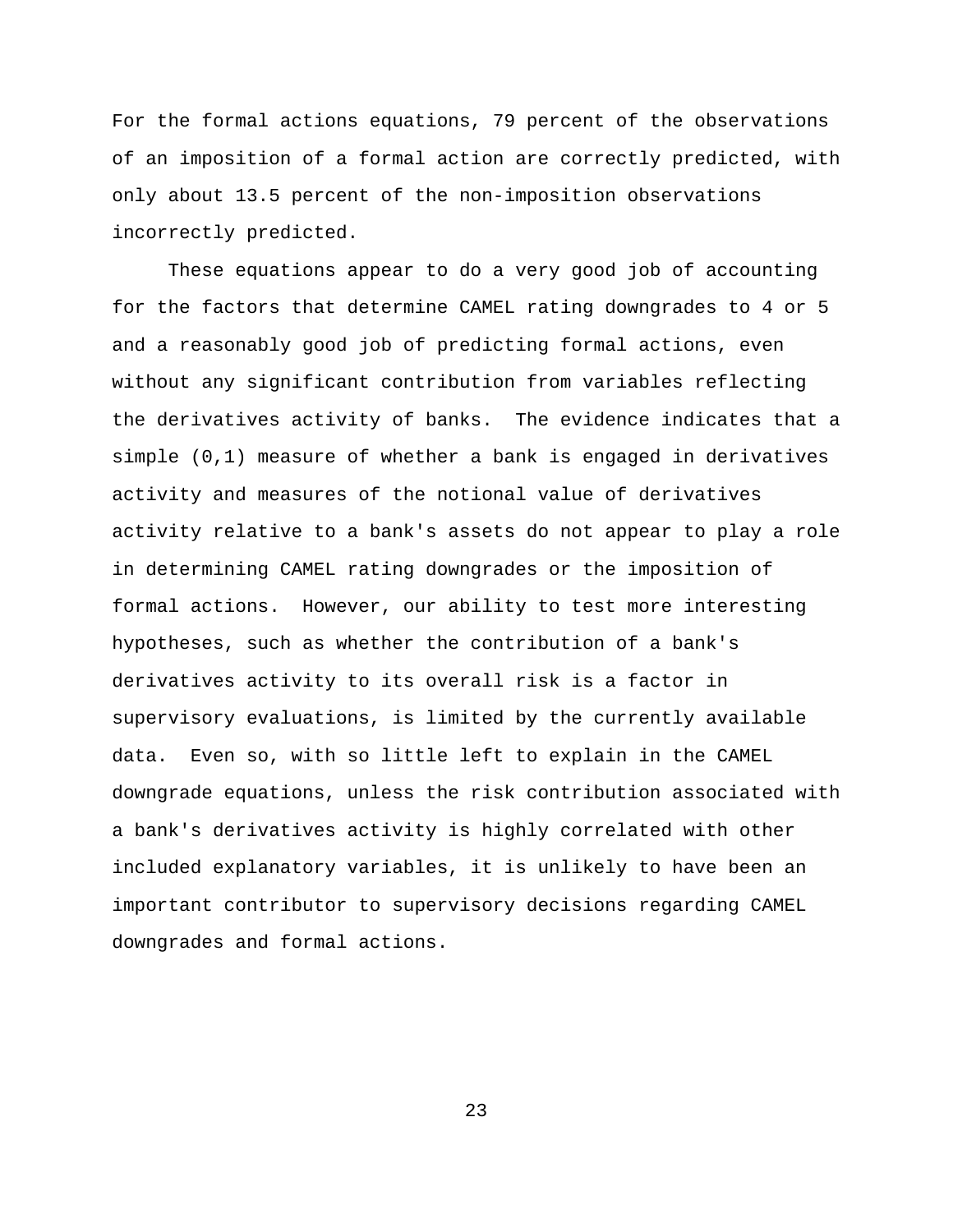For the formal actions equations, 79 percent of the observations of an imposition of a formal action are correctly predicted, with only about 13.5 percent of the non-imposition observations incorrectly predicted.

These equations appear to do a very good job of accounting for the factors that determine CAMEL rating downgrades to 4 or 5 and a reasonably good job of predicting formal actions, even without any significant contribution from variables reflecting the derivatives activity of banks. The evidence indicates that a simple (0,1) measure of whether a bank is engaged in derivatives activity and measures of the notional value of derivatives activity relative to a bank's assets do not appear to play a role in determining CAMEL rating downgrades or the imposition of formal actions. However, our ability to test more interesting hypotheses, such as whether the contribution of a bank's derivatives activity to its overall risk is a factor in supervisory evaluations, is limited by the currently available data. Even so, with so little left to explain in the CAMEL downgrade equations, unless the risk contribution associated with a bank's derivatives activity is highly correlated with other included explanatory variables, it is unlikely to have been an important contributor to supervisory decisions regarding CAMEL downgrades and formal actions.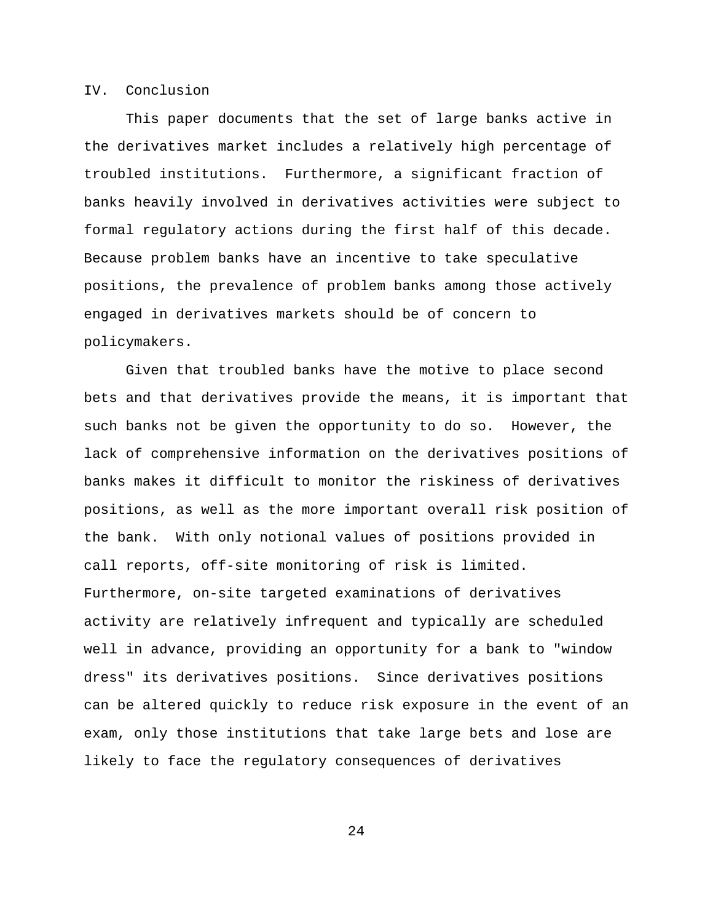## IV. Conclusion

This paper documents that the set of large banks active in the derivatives market includes a relatively high percentage of troubled institutions. Furthermore, a significant fraction of banks heavily involved in derivatives activities were subject to formal regulatory actions during the first half of this decade. Because problem banks have an incentive to take speculative positions, the prevalence of problem banks among those actively engaged in derivatives markets should be of concern to policymakers.

Given that troubled banks have the motive to place second bets and that derivatives provide the means, it is important that such banks not be given the opportunity to do so. However, the lack of comprehensive information on the derivatives positions of banks makes it difficult to monitor the riskiness of derivatives positions, as well as the more important overall risk position of the bank. With only notional values of positions provided in call reports, off-site monitoring of risk is limited. Furthermore, on-site targeted examinations of derivatives activity are relatively infrequent and typically are scheduled well in advance, providing an opportunity for a bank to "window dress" its derivatives positions. Since derivatives positions can be altered quickly to reduce risk exposure in the event of an exam, only those institutions that take large bets and lose are likely to face the regulatory consequences of derivatives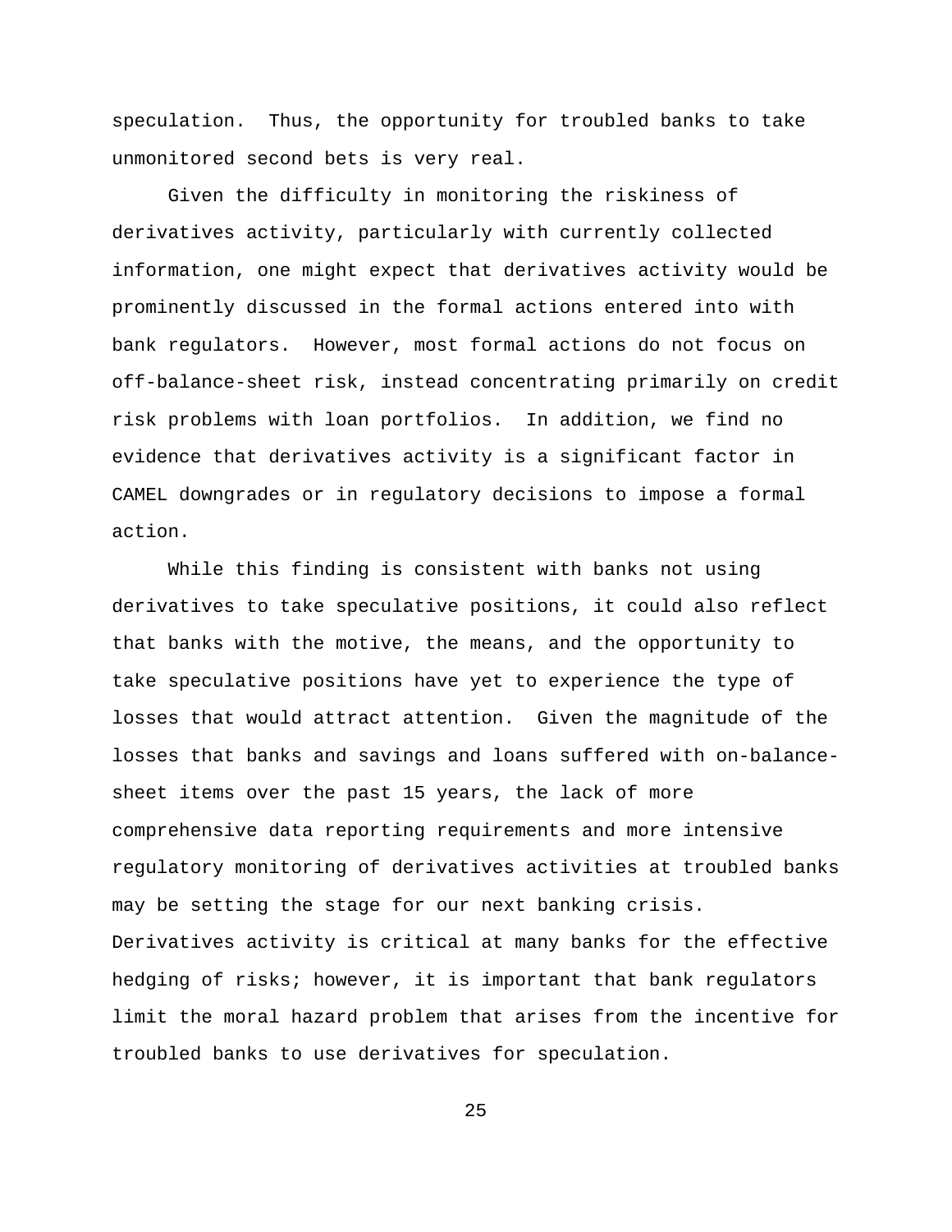speculation. Thus, the opportunity for troubled banks to take unmonitored second bets is very real.

Given the difficulty in monitoring the riskiness of derivatives activity, particularly with currently collected information, one might expect that derivatives activity would be prominently discussed in the formal actions entered into with bank regulators. However, most formal actions do not focus on off-balance-sheet risk, instead concentrating primarily on credit risk problems with loan portfolios. In addition, we find no evidence that derivatives activity is a significant factor in CAMEL downgrades or in regulatory decisions to impose a formal action.

While this finding is consistent with banks not using derivatives to take speculative positions, it could also reflect that banks with the motive, the means, and the opportunity to take speculative positions have yet to experience the type of losses that would attract attention. Given the magnitude of the losses that banks and savings and loans suffered with on-balance-sheet items over the past 15 years, the lack of more comprehensive data reporting requirements and more intensive regulatory monitoring of derivatives activities at troubled banks may be setting the stage for our next banking crisis. Derivatives activity is critical at many banks for the effective hedging of risks; however, it is important that bank regulators limit the moral hazard problem that arises from the incentive for troubled banks to use derivatives for speculation.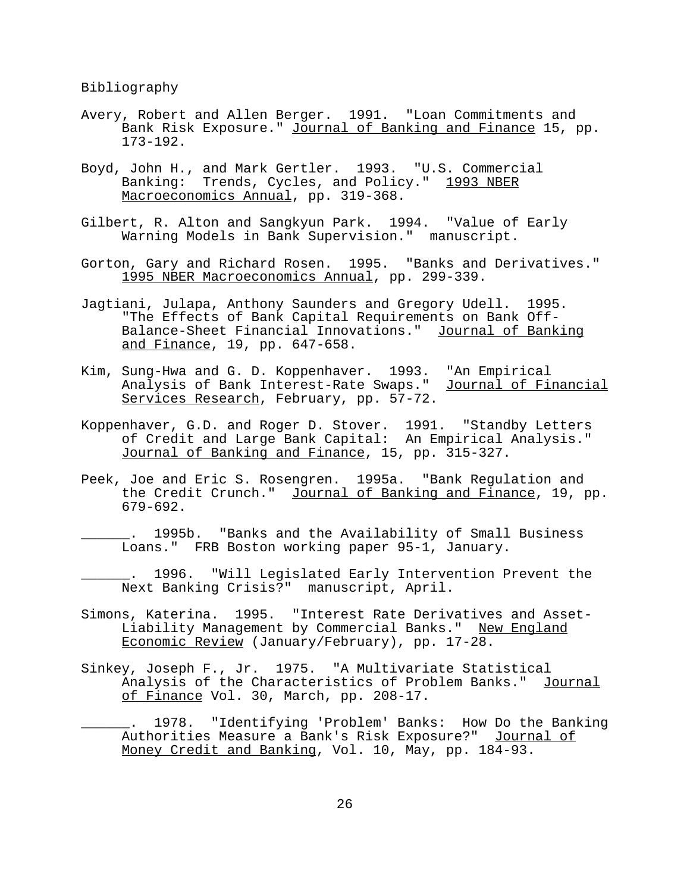# Bibliography

Avery, Robert and Allen Berger. 1991. "Loan Commitments and Bank Risk Exposure." Journal of Banking and Finance 15, pp. 173-192.

Boyd, John H., and Mark Gertler. 1993. "U.S. Commercial Banking: Trends, Cycles, and Policy." 1993 NBER Macroeconomics Annual, pp. 319-368.

Gilbert, R. Alton and Sangkyun Park. 1994. "Value of Early Warning Models in Bank Supervision." manuscript.

Gorton, Gary and Richard Rosen. 1995. "Banks and Derivatives." 1995 NBER Macroeconomics Annual, pp. 299-339.

Jagtiani, Julapa, Anthony Saunders and Gregory Udell. 1995. "The Effects of Bank Capital Requirements on Bank Off-Balance-Sheet Financial Innovations." Journal of Banking and Finance, 19, pp. 647-658.

Kim, Sung-Hwa and G. D. Koppenhaver. 1993. "An Empirical Analysis of Bank Interest-Rate Swaps." Journal of Financial Services Research, February, pp. 57-72.

Koppenhaver, G.D. and Roger D. Stover. 1991. "Standby Letters of Credit and Large Bank Capital: An Empirical Analysis." Journal of Banking and Finance, 15, pp. 315-327.

Peek, Joe and Eric S. Rosengren. 1995a. "Bank Regulation and the Credit Crunch." Journal of Banking and Finance, 19, pp. 679-692.

______. 1995b. "Banks and the Availability of Small Business Loans." FRB Boston working paper 95-1, January.

______. 1996. "Will Legislated Early Intervention Prevent the Next Banking Crisis?" manuscript, April.

Simons, Katerina. 1995. "Interest Rate Derivatives and Asset-Liability Management by Commercial Banks." New England Economic Review (January/February), pp. 17-28.

Sinkey, Joseph F., Jr. 1975. "A Multivariate Statistical Analysis of the Characteristics of Problem Banks." Journal of Finance Vol. 30, March, pp. 208-17.

______. 1978. "Identifying 'Problem' Banks: How Do the Banking Authorities Measure a Bank's Risk Exposure?" Journal of Money Credit and Banking, Vol. 10, May, pp. 184-93.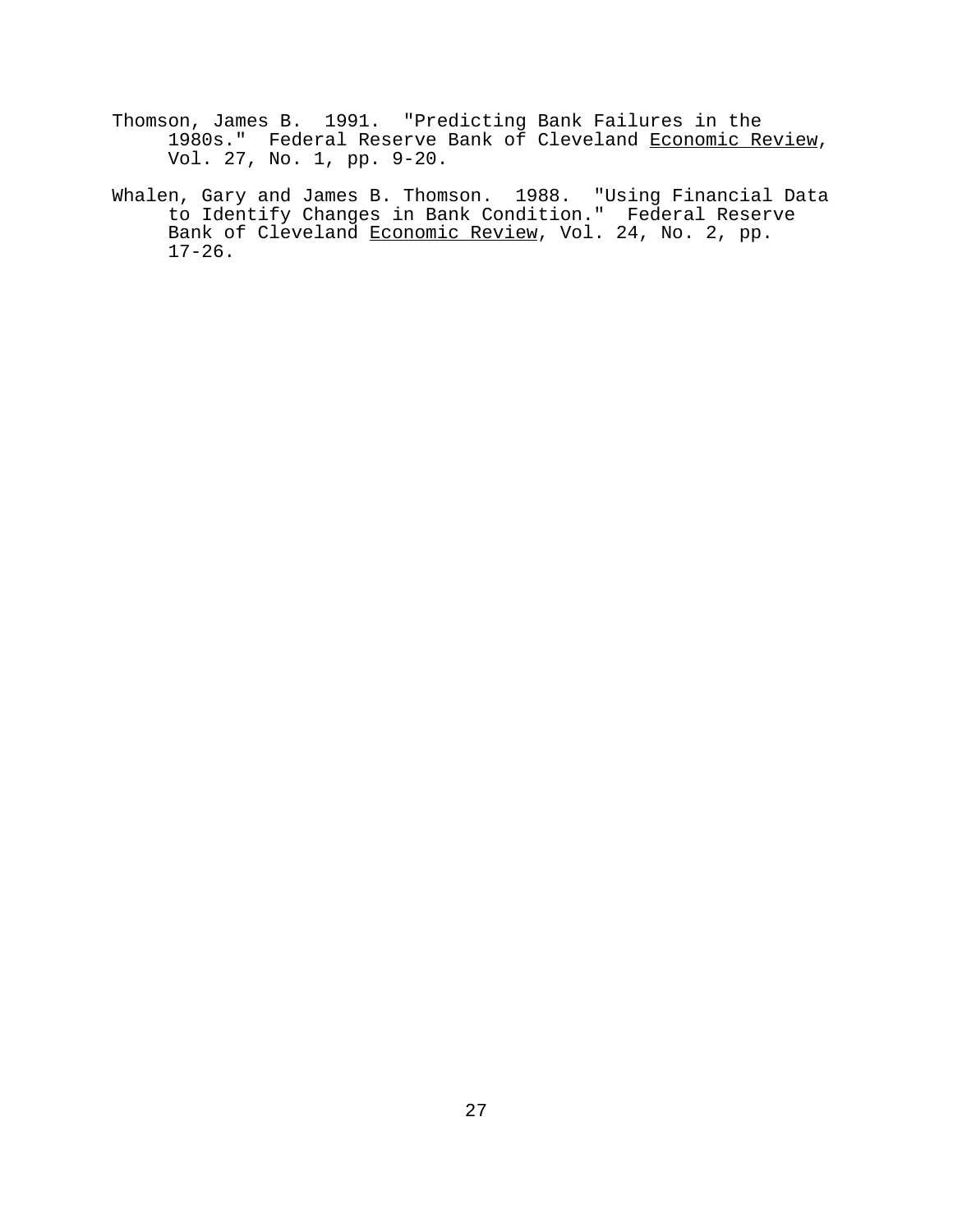Thomson, James B. 1991. "Predicting Bank Failures in the 1980s." Federal Reserve Bank of Cleveland *Economic Review*, Vol. 27, No. 1, pp. 9-20.

Whalen, Gary and James B. Thomson. 1988. "Using Financial Data to Identify Changes in Bank Condition." Federal Reserve Bank of Cleveland *Economic Review*, Vol. 24, No. 2, pp. 17-26.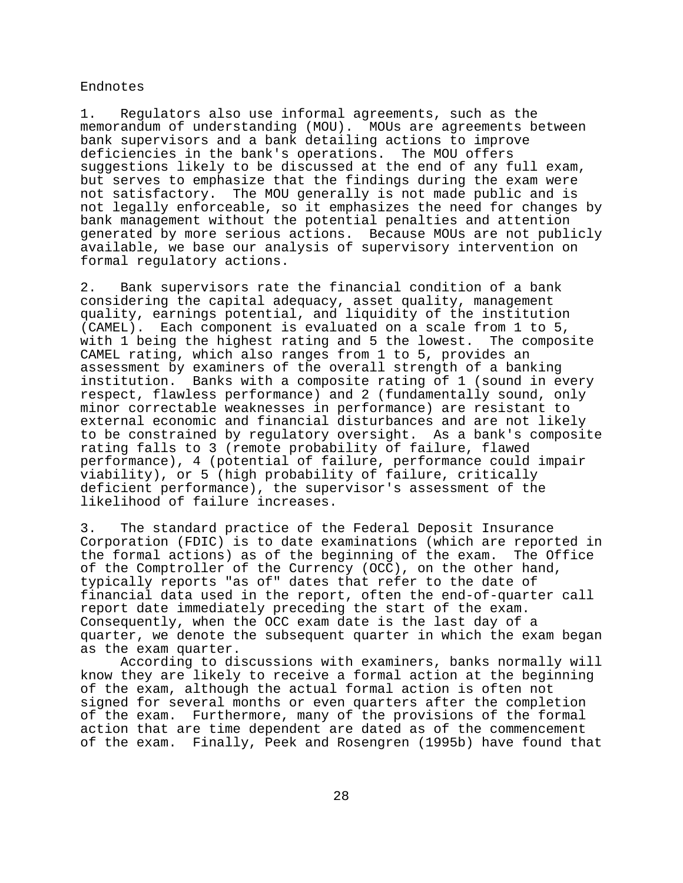Endnotes

1. Regulators also use informal agreements, such as the memorandum of understanding (MOU). MOUs are agreements between bank supervisors and a bank detailing actions to improve deficiencies in the bank's operations. The MOU offers suggestions likely to be discussed at the end of any full exam, but serves to emphasize that the findings during the exam were not satisfactory. The MOU generally is not made public and is not legally enforceable, so it emphasizes the need for changes by bank management without the potential penalties and attention generated by more serious actions. Because MOUs are not publicly available, we base our analysis of supervisory intervention on formal regulatory actions.

2. Bank supervisors rate the financial condition of a bank considering the capital adequacy, asset quality, management quality, earnings potential, and liquidity of the institution (CAMEL). Each component is evaluated on a scale from 1 to 5, with 1 being the highest rating and 5 the lowest. The composite CAMEL rating, which also ranges from 1 to 5, provides an assessment by examiners of the overall strength of a banking institution. Banks with a composite rating of 1 (sound in every respect, flawless performance) and 2 (fundamentally sound, only minor correctable weaknesses in performance) are resistant to external economic and financial disturbances and are not likely to be constrained by regulatory oversight. As a bank's composite rating falls to 3 (remote probability of failure, flawed performance), 4 (potential of failure, performance could impair viability), or 5 (high probability of failure, critically deficient performance), the supervisor's assessment of the likelihood of failure increases.

3. The standard practice of the Federal Deposit Insurance Corporation (FDIC) is to date examinations (which are reported in the formal actions) as of the beginning of the exam. The Office of the Comptroller of the Currency (OCC), on the other hand, typically reports "as of" dates that refer to the date of financial data used in the report, often the end-of-quarter call report date immediately preceding the start of the exam. Consequently, when the OCC exam date is the last day of a quarter, we denote the subsequent quarter in which the exam began as the exam quarter.

According to discussions with examiners, banks normally will know they are likely to receive a formal action at the beginning of the exam, although the actual formal action is often not signed for several months or even quarters after the completion of the exam. Furthermore, many of the provisions of the formal action that are time dependent are dated as of the commencement of the exam. Finally, Peek and Rosengren (1995b) have found that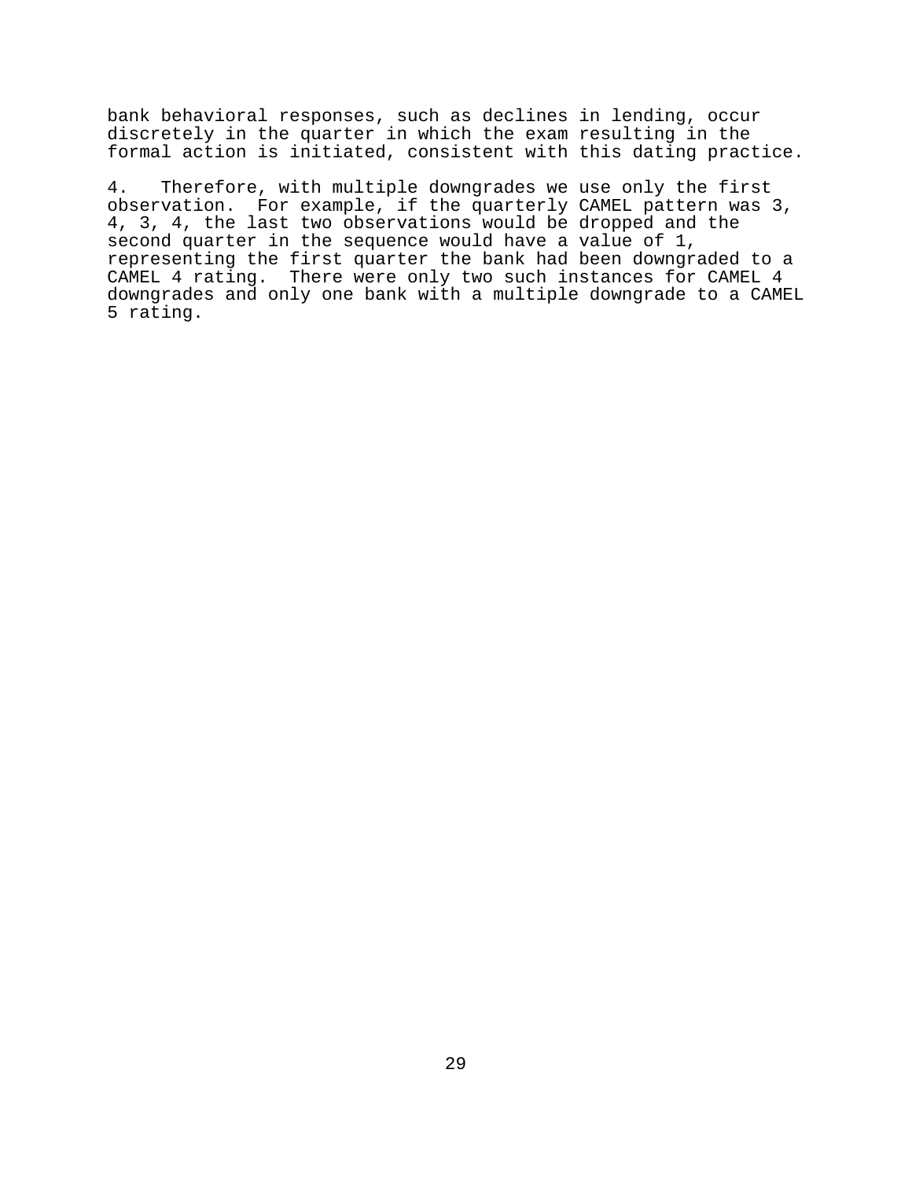bank behavioral responses, such as declines in lending, occur discretely in the quarter in which the exam resulting in the formal action is initiated, consistent with this dating practice.

4. Therefore, with multiple downgrades we use only the first observation. For example, if the quarterly CAMEL pattern was 3, 4, 3, 4, the last two observations would be dropped and the second quarter in the sequence would have a value of 1, representing the first quarter the bank had been downgraded to a CAMEL 4 rating. There were only two such instances for CAMEL 4 downgrades and only one bank with a multiple downgrade to a CAMEL 5 rating.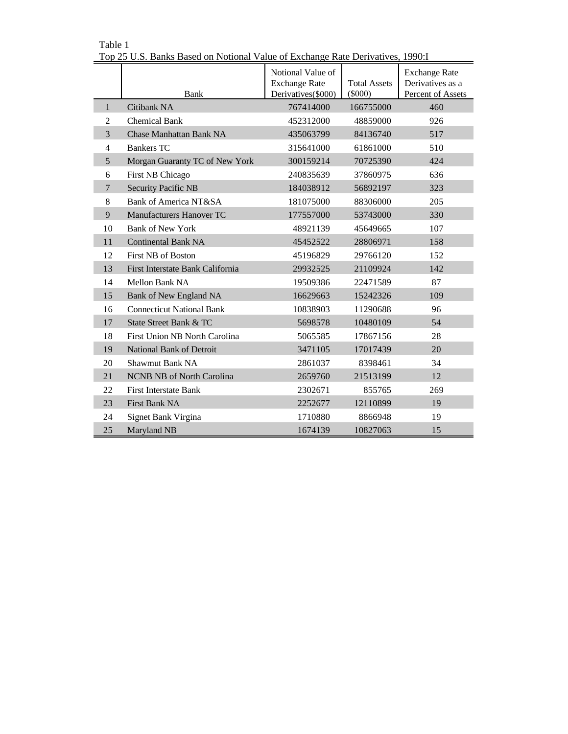Table 1

Top 25 U.S. Banks Based on Notional Value of Exchange Rate Derivatives, 1990:I

| | Bank | Notional Value of Exchange Rate Derivatives($000) | Total Assets ($000) | Exchange Rate Derivatives as a Percent of Assets |
|---|---|---|---|---|
| 1 | Citibank NA | 767414000 | 166755000 | 460 |
| 2 | Chemical Bank | 452312000 | 48859000 | 926 |
| 3 | Chase Manhattan Bank NA | 435063799 | 84136740 | 517 |
| 4 | Bankers TC | 315641000 | 61861000 | 510 |
| 5 | Morgan Guaranty TC of New York | 300159214 | 70725390 | 424 |
| 6 | First NB Chicago | 240835639 | 37860975 | 636 |
| 7 | Security Pacific NB | 184038912 | 56892197 | 323 |
| 8 | Bank of America NT&SA | 181075000 | 88306000 | 205 |
| 9 | Manufacturers Hanover TC | 177557000 | 53743000 | 330 |
| 10 | Bank of New York | 48921139 | 45649665 | 107 |
| 11 | Continental Bank NA | 45452522 | 28806971 | 158 |
| 12 | First NB of Boston | 45196829 | 29766120 | 152 |
| 13 | First Interstate Bank California | 29932525 | 21109924 | 142 |
| 14 | Mellon Bank NA | 19509386 | 22471589 | 87 |
| 15 | Bank of New England NA | 16629663 | 15242326 | 109 |
| 16 | Connecticut National Bank | 10838903 | 11290688 | 96 |
| 17 | State Street Bank & TC | 5698578 | 10480109 | 54 |
| 18 | First Union NB North Carolina | 5065585 | 17867156 | 28 |
| 19 | National Bank of Detroit | 3471105 | 17017439 | 20 |
| 20 | Shawmut Bank NA | 2861037 | 8398461 | 34 |
| 21 | NCNB NB of North Carolina | 2659760 | 21513199 | 12 |
| 22 | First Interstate Bank | 2302671 | 855765 | 269 |
| 23 | First Bank NA | 2252677 | 12110899 | 19 |
| 24 | Signet Bank Virgina | 1710880 | 8866948 | 19 |
| 25 | Maryland NB | 1674139 | 10827063 | 15 |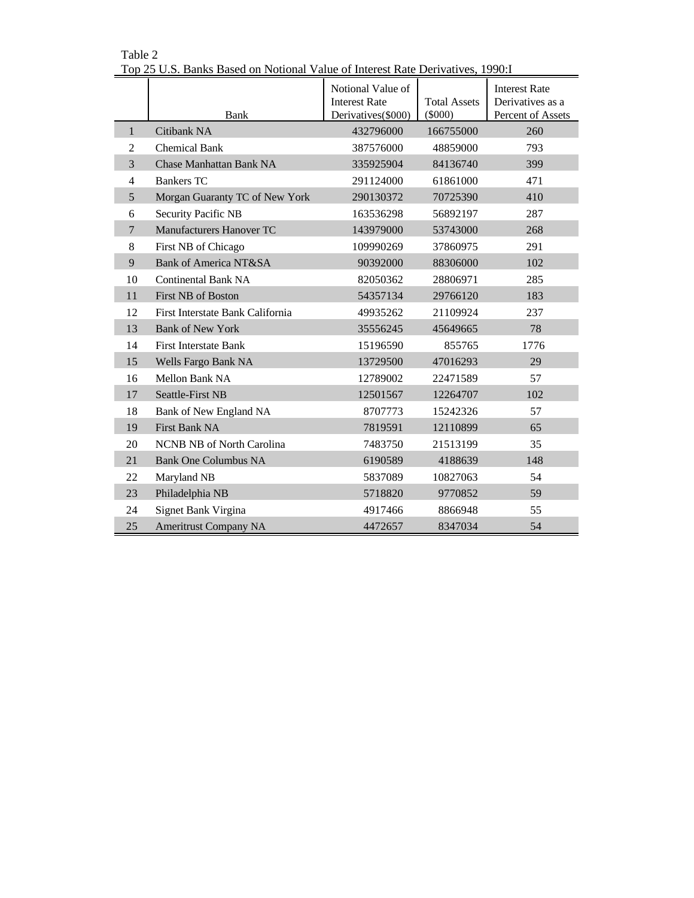Table 2
Top 25 U.S. Banks Based on Notional Value of Interest Rate Derivatives, 1990:I

| | Bank | Notional Value of Interest Rate Derivatives($000) | Total Assets ($000) | Interest Rate Derivatives as a Percent of Assets |
|---|---|---|---|---|
| 1 | Citibank NA | 432796000 | 166755000 | 260 |
| 2 | Chemical Bank | 387576000 | 48859000 | 793 |
| 3 | Chase Manhattan Bank NA | 335925904 | 84136740 | 399 |
| 4 | Bankers TC | 291124000 | 61861000 | 471 |
| 5 | Morgan Guaranty TC of New York | 290130372 | 70725390 | 410 |
| 6 | Security Pacific NB | 163536298 | 56892197 | 287 |
| 7 | Manufacturers Hanover TC | 143979000 | 53743000 | 268 |
| 8 | First NB of Chicago | 109990269 | 37860975 | 291 |
| 9 | Bank of America NT&SA | 90392000 | 88306000 | 102 |
| 10 | Continental Bank NA | 82050362 | 28806971 | 285 |
| 11 | First NB of Boston | 54357134 | 29766120 | 183 |
| 12 | First Interstate Bank California | 49935262 | 21109924 | 237 |
| 13 | Bank of New York | 35556245 | 45649665 | 78 |
| 14 | First Interstate Bank | 15196590 | 855765 | 1776 |
| 15 | Wells Fargo Bank NA | 13729500 | 47016293 | 29 |
| 16 | Mellon Bank NA | 12789002 | 22471589 | 57 |
| 17 | Seattle-First NB | 12501567 | 12264707 | 102 |
| 18 | Bank of New England NA | 8707773 | 15242326 | 57 |
| 19 | First Bank NA | 7819591 | 12110899 | 65 |
| 20 | NCNB NB of North Carolina | 7483750 | 21513199 | 35 |
| 21 | Bank One Columbus NA | 6190589 | 4188639 | 148 |
| 22 | Maryland NB | 5837089 | 10827063 | 54 |
| 23 | Philadelphia NB | 5718820 | 9770852 | 59 |
| 24 | Signet Bank Virgina | 4917466 | 8866948 | 55 |
| 25 | Ameritrust Company NA | 4472657 | 8347034 | 54 |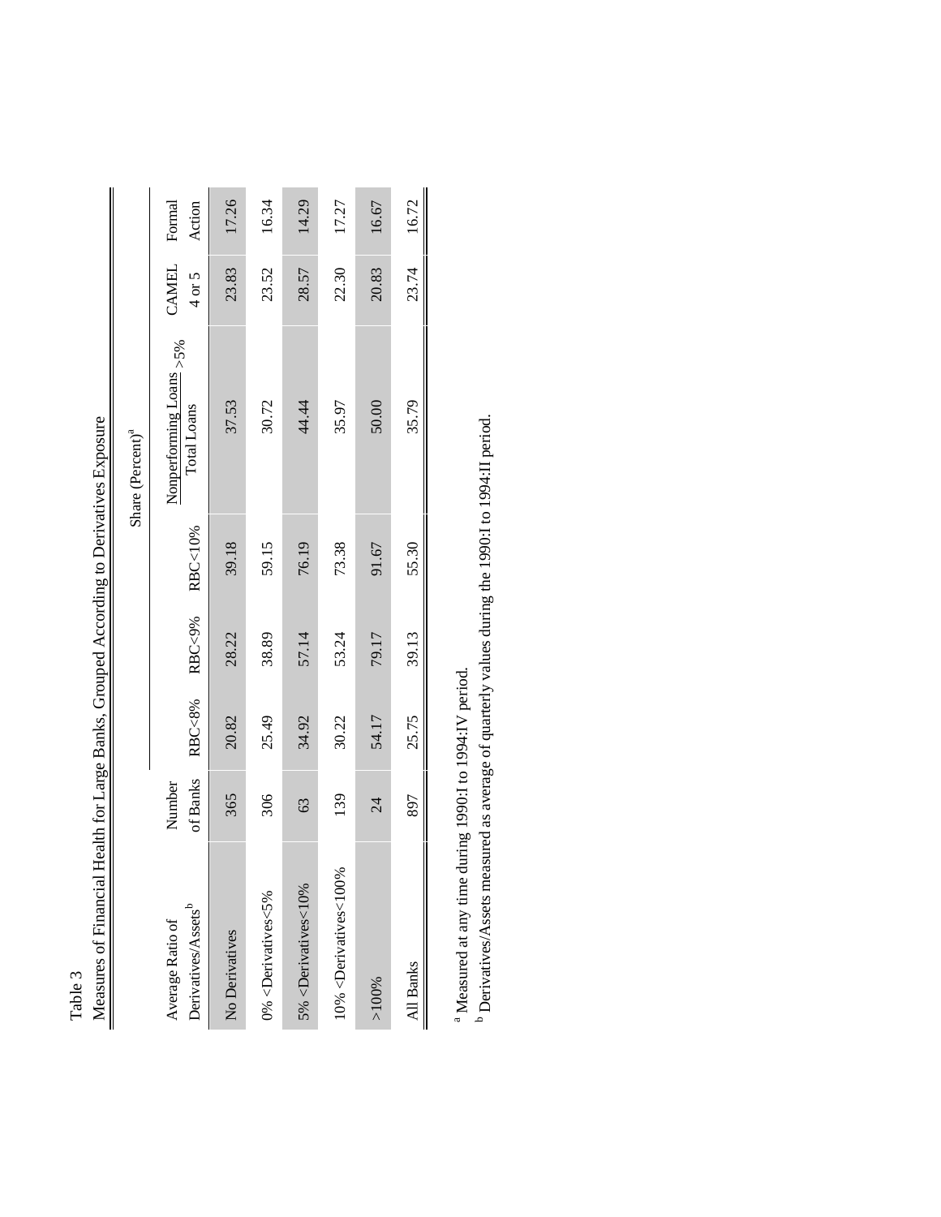Table 3

Measures of Financial Health for Large Banks, Grouped According to Derivatives Exposure

| Average Ratio of Derivatives/Assets[b] | Number of Banks | Share (Percent)[a] | | | | | |
|---|---|---|---|---|---|---|---|
| | | RBC<8% | RBC<9% | RBC<10% | Nonperforming Loans / Total Loans >5% | CAMEL 4 or 5 | Formal Action |
| No Derivatives | 365 | 20.82 | 28.22 | 39.18 | 37.53 | 23.83 | 17.26 |
| 0% <Derivatives<5% | 306 | 25.49 | 38.89 | 59.15 | 30.72 | 23.52 | 16.34 |
| 5% <Derivatives<10% | 63 | 34.92 | 57.14 | 76.19 | 44.44 | 28.57 | 14.29 |
| 10% <Derivatives<100% | 139 | 30.22 | 53.24 | 73.38 | 35.97 | 22.30 | 17.27 |
| >100% | 24 | 54.17 | 79.17 | 91.67 | 50.00 | 20.83 | 16.67 |
| All Banks | 897 | 25.75 | 39.13 | 55.30 | 35.79 | 23.74 | 16.72 |

[a] Measured at any time during 1990:I to 1994:IV period.

[b] Derivatives/Assets measured as average of quarterly values during the 1990:I to 1994:II period.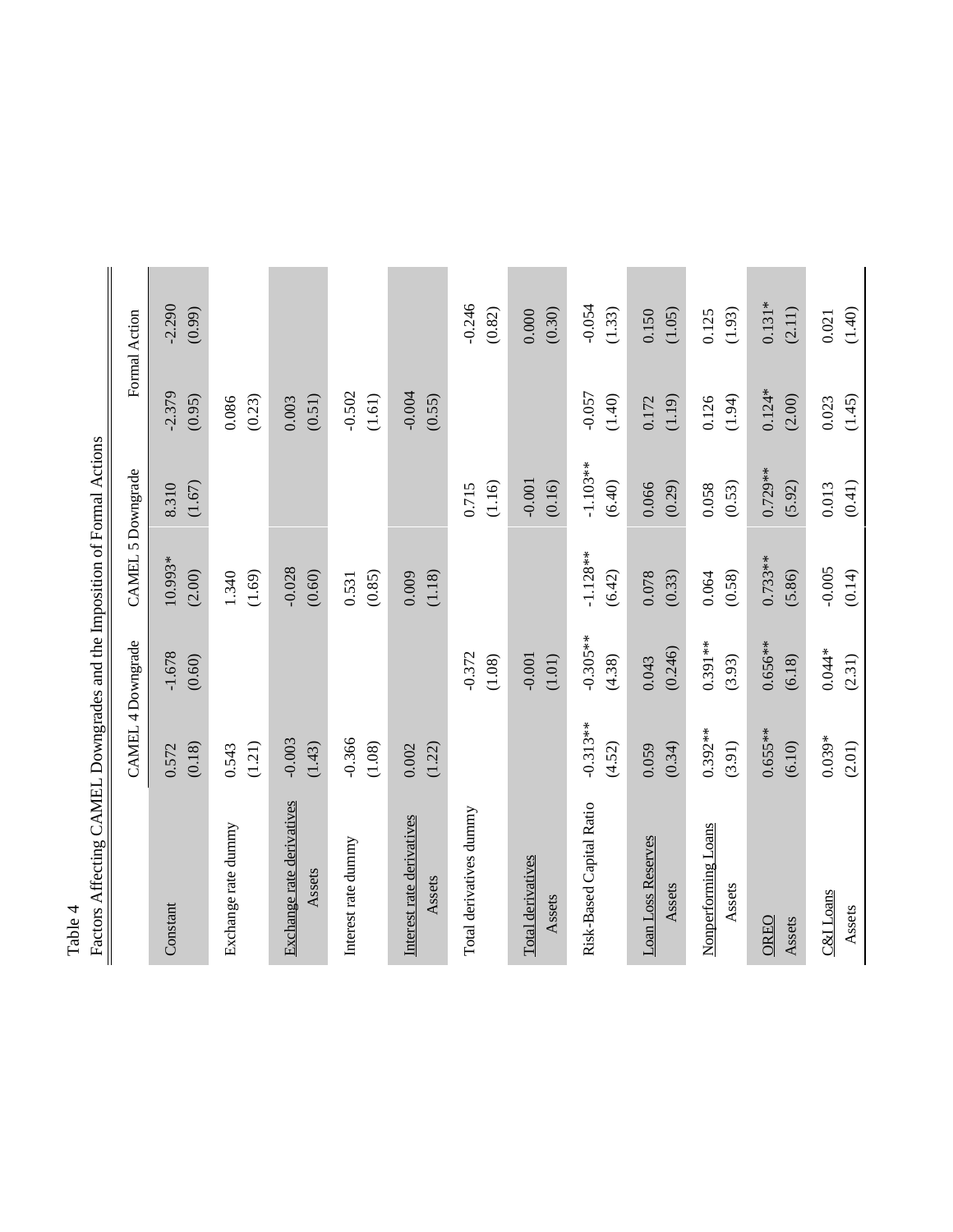Table 4

Factors Affecting CAMEL Downgrades and the Imposition of Formal Actions

| | CAMEL 4 Downgrade | | CAMEL 5 Downgrade | | Formal Action | |
|---|---|---|---|---|---|---|
| Constant | 0.572 | -1.678 | 10.993* | 8.310 | -2.379 | -2.290 |
| | (0.18) | (0.60) | (2.00) | (1.67) | (0.95) | (0.99) |
| Exchange rate dummy | 0.543 | | 1.340 | | 0.086 | |
| | (1.21) | | (1.69) | | (0.23) | |
| Exchange rate derivatives / Assets | -0.003 | | -0.028 | | 0.003 | |
| | (1.43) | | (0.60) | | (0.51) | |
| Interest rate dummy | -0.366 | | 0.531 | | -0.502 | |
| | (1.08) | | (0.85) | | (1.61) | |
| Interest rate derivatives / Assets | 0.002 | | 0.009 | | -0.004 | |
| | (1.22) | | (1.18) | | (0.55) | |
| Total derivatives dummy | | -0.372 | | 0.715 | | -0.246 |
| | | (1.08) | | (1.16) | | (0.82) |
| Total derivatives / Assets | | -0.001 | | -0.001 | | 0.000 |
| | | (1.01) | | (0.16) | | (0.30) |
| Risk-Based Capital Ratio | -0.313** | -0.305** | -1.128** | -1.103** | -0.057 | -0.054 |
| | (4.52) | (4.38) | (6.42) | (6.40) | (1.40) | (1.33) |
| Loan Loss Reserves / Assets | 0.059 | 0.043 | 0.078 | 0.066 | 0.172 | 0.150 |
| | (0.34) | (0.246) | (0.33) | (0.29) | (1.19) | (1.05) |
| Nonperforming Loans / Assets | 0.392** | 0.391** | 0.064 | 0.058 | 0.126 | 0.125 |
| | (3.91) | (3.93) | (0.58) | (0.53) | (1.94) | (1.93) |
| OREO / Assets | 0.655** | 0.656** | 0.733** | 0.729** | 0.124* | 0.131* |
| | (6.10) | (6.18) | (5.86) | (5.92) | (2.00) | (2.11) |
| C&I Loans / Assets | 0.039* | 0.044* | -0.005 | 0.013 | 0.023 | 0.021 |
| | (2.01) | (2.31) | (0.14) | (0.41) | (1.45) | (1.40) |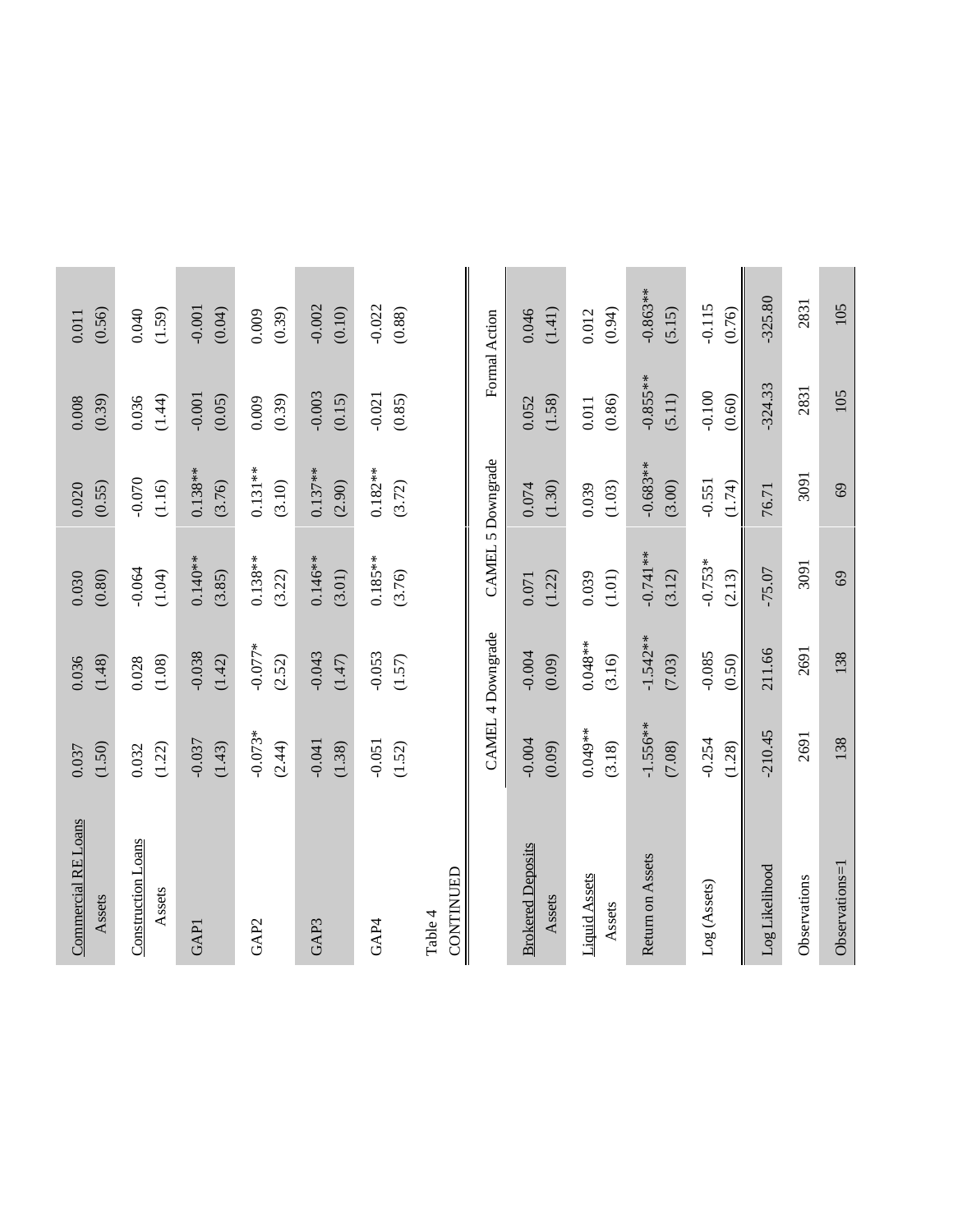| | | | | | | |
|---|---|---|---|---|---|---|
| Commercial RE Loans / Assets | 0.037 | 0.036 | 0.030 | 0.020 | 0.008 | 0.011 |
| | (1.50) | (1.48) | (0.80) | (0.55) | (0.39) | (0.56) |
| Construction Loans / Assets | 0.032 | 0.028 | -0.064 | -0.070 | 0.036 | 0.040 |
| | (1.22) | (1.08) | (1.04) | (1.16) | (1.44) | (1.59) |
| GAP1 | -0.037 | -0.038 | 0.140** | 0.138** | -0.001 | -0.001 |
| | (1.43) | (1.42) | (3.85) | (3.76) | (0.05) | (0.04) |
| GAP2 | -0.073* | -0.077* | 0.138** | 0.131** | 0.009 | 0.009 |
| | (2.44) | (2.52) | (3.22) | (3.10) | (0.39) | (0.39) |
| GAP3 | -0.041 | -0.043 | 0.146** | 0.137** | -0.003 | -0.002 |
| | (1.38) | (1.47) | (3.01) | (2.90) | (0.15) | (0.10) |
| GAP4 | -0.051 | -0.053 | 0.185** | 0.182** | -0.021 | -0.022 |
| | (1.52) | (1.57) | (3.76) | (3.72) | (0.85) | (0.88) |

Table 4
CONTINUED

| | CAMEL 4 Downgrade | | CAMEL 5 Downgrade | | Formal Action | |
|---|---|---|---|---|---|---|
| Brokered Deposits / Assets | -0.004 | -0.004 | 0.071 | 0.074 | 0.052 | 0.046 |
| | (0.09) | (0.09) | (1.22) | (1.30) | (1.58) | (1.41) |
| Liquid Assets / Assets | 0.049** | 0.048** | 0.039 | 0.039 | 0.011 | 0.012 |
| | (3.18) | (3.16) | (1.01) | (1.03) | (0.86) | (0.94) |
| Return on Assets | -1.556** | -1.542** | -0.741** | -0.683** | -0.855** | -0.863** |
| | (7.08) | (7.03) | (3.12) | (3.00) | (5.11) | (5.15) |
| Log (Assets) | -0.254 | -0.085 | -0.753* | -0.551 | -0.100 | -0.115 |
| | (1.28) | (0.50) | (2.13) | (1.74) | (0.60) | (0.76) |
| Log Likelihood | -210.45 | 211.66 | -75.07 | 76.71 | -324.33 | -325.80 |
| Observations | 2691 | 2691 | 3091 | 3091 | 2831 | 2831 |
| Observations=1 | 138 | 138 | 69 | 69 | 105 | 105 |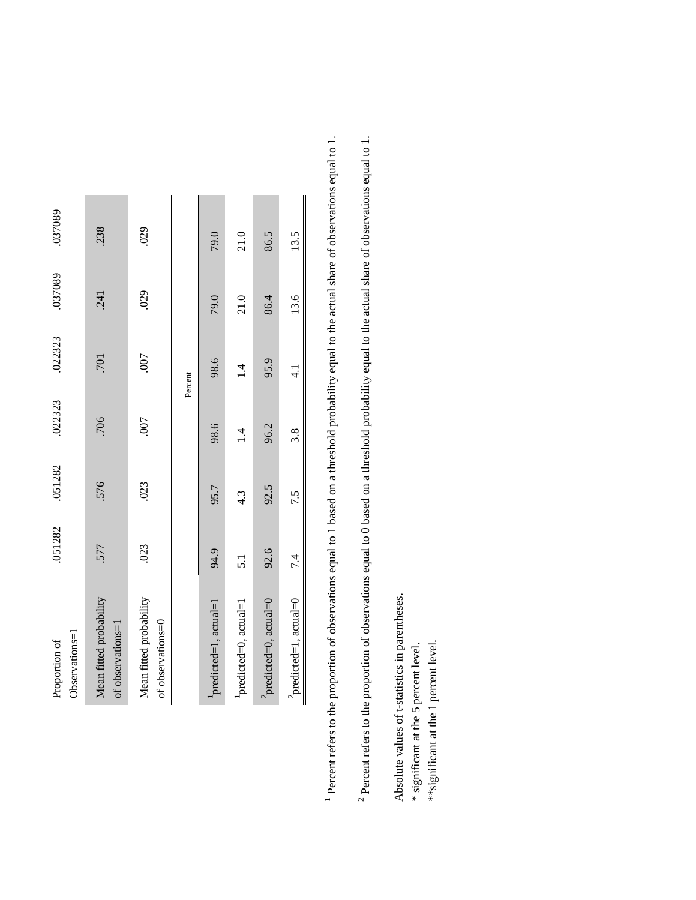| | | | | | | |
|---|---|---|---|---|---|---|
| Proportion of Observations=1 | .051282 | .051282 | .022323 | .022323 | .037089 | .037089 |
| Mean fitted probability of observations=1 | .577 | .576 | .706 | .701 | .241 | .238 |
| Mean fitted probability of observations=0 | .023 | .023 | .007 | .007 | .029 | .029 |
| | | | Percent | | | |
| [1]predicted=1, actual=1 | 94.9 | 95.7 | 98.6 | 98.6 | 79.0 | 79.0 |
| [1]predicted=0, actual=1 | 5.1 | 4.3 | 1.4 | 1.4 | 21.0 | 21.0 |
| [2]predicted=0, actual=0 | 92.6 | 92.5 | 96.2 | 95.9 | 86.4 | 86.5 |
| [2]predicted=1, actual=0 | 7.4 | 7.5 | 3.8 | 4.1 | 13.6 | 13.5 |

[1] Percent refers to the proportion of observations equal to 1 based on a threshold probability equal to the actual share of observations equal to 1.

[2] Percent refers to the proportion of observations equal to 0 based on a threshold probability equal to the actual share of observations equal to 1.

Absolute values of t-statistics in parentheses.
\* significant at the 5 percent level.
\*\*significant at the 1 percent level.